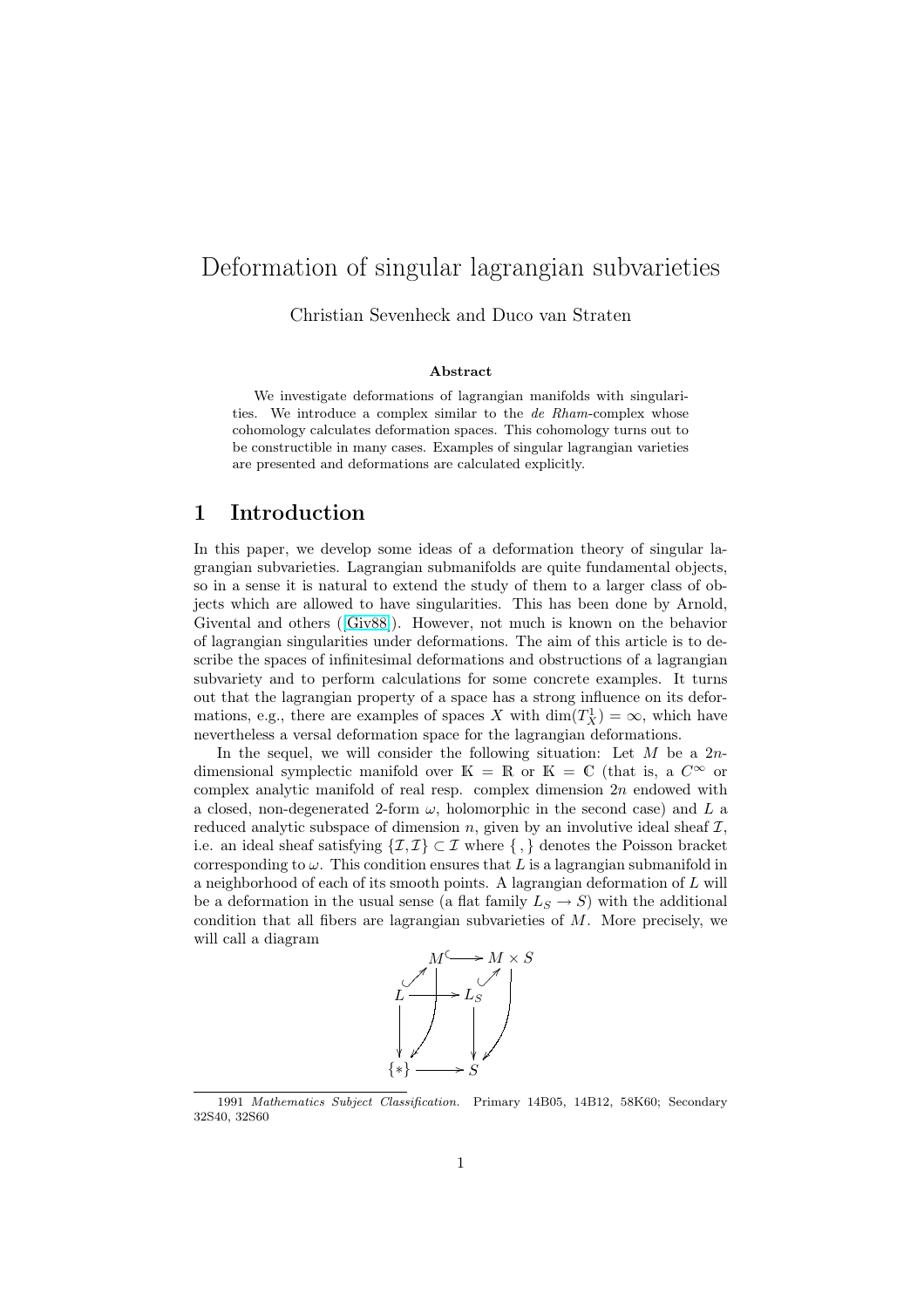# Deformation of singular lagrangian subvarieties

Christian Sevenheck and Duco van Straten

### Abstract

We investigate deformations of lagrangian manifolds with singularities. We introduce a complex similar to the *de Rham*-complex whose cohomology calculates deformation spaces. This cohomology turns out to be constructible in many cases. Examples of singular lagrangian varieties are presented and deformations are calculated explicitly.

## 1 Introduction

In this paper, we develop some ideas of a deformation theory of singular lagrangian subvarieties. Lagrangian submanifolds are quite fundamental objects, so in a sense it is natural to extend the study of them to a larger class of objects which are allowed to have singularities. This has been done by Arnold, Givental and others ([Giv88]). However, not much is known on the behavior of lagrangian singularities under deformations. The aim of this article is to describe the spaces of infinitesimal deformations and obstructions of a lagrangian subvariety and to perform calculations for some concrete examples. It turns out that the lagrangian property of a space has a strong influence on its deformations, e.g., there are examples of spaces $X$ with $\dim(T^1_X) = \infty$, which have nevertheless a versal deformation space for the lagrangian deformations.

In the sequel, we will consider the following situation: Let $M$ be a $2n$-dimensional symplectic manifold over $\mathbb{K} = \mathbb{R}$ or $\mathbb{K} = \mathbb{C}$ (that is, a $C^\infty$ or complex analytic manifold of real resp. complex dimension $2n$ endowed with a closed, non-degenerated 2-form $\omega$, holomorphic in the second case) and $L$ a reduced analytic subspace of dimension $n$, given by an involutive ideal sheaf $\mathcal{I}$, i.e. an ideal sheaf satisfying $\{\mathcal{I}, \mathcal{I}\} \subset \mathcal{I}$ where $\{\,,\}$ denotes the Poisson bracket corresponding to $\omega$. This condition ensures that $L$ is a lagrangian submanifold in a neighborhood of each of its smooth points. A lagrangian deformation of $L$ will be a deformation in the usual sense (a flat family $L_S \to S$) with the additional condition that all fibers are lagrangian subvarieties of $M$. More precisely, we will call a diagram

$$
\begin{array}{ccccc}
 & & M & \hookrightarrow & M \times S \\
 & \nearrow & & \nearrow & \\
L & \longrightarrow & L_S & & \\
\downarrow & & \downarrow & & \\
\{*\} & \longrightarrow & S & &
\end{array}
$$

1991 *Mathematics Subject Classification.* Primary 14B05, 14B12, 58K60; Secondary 32S40, 32S60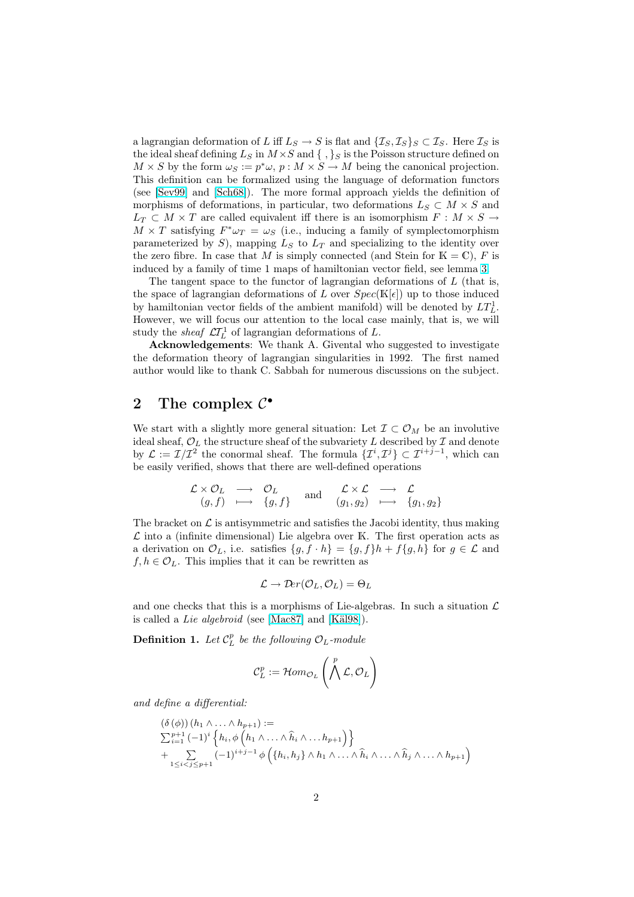a lagrangian deformation of $L$ iff $L_S \to S$ is flat and $\{\mathcal{I}_S, \mathcal{I}_S\}_S \subset \mathcal{I}_S$. Here $\mathcal{I}_S$ is the ideal sheaf defining $L_S$ in $M \times S$ and $\{\ ,\}_S$ is the Poisson structure defined on $M \times S$ by the form $\omega_S := p^*\omega$, $p : M \times S \to M$ being the canonical projection. This definition can be formalized using the language of deformation functors (see [Sev99] and [Sch68]). The more formal approach yields the definition of morphisms of deformations, in particular, two deformations $L_S \subset M \times S$ and $L_T \subset M \times T$ are called equivalent iff there is an isomorphism $F : M \times S \to M \times T$ satisfying $F^*\omega_T = \omega_S$ (i.e., inducing a family of symplectomorphism parameterized by $S$), mapping $L_S$ to $L_T$ and specializing to the identity over the zero fibre. In case that $M$ is simply connected (and Stein for $\mathbb{K} = \mathbb{C}$), $F$ is induced by a family of time 1 maps of hamiltonian vector field, see lemma 3.

The tangent space to the functor of lagrangian deformations of $L$ (that is, the space of lagrangian deformations of $L$ over $Spec(\mathbb{K}[\epsilon])$ up to those induced by hamiltonian vector fields of the ambient manifold) will be denoted by $LT^1_L$. However, we will focus our attention to the local case mainly, that is, we will study the *sheaf* $\mathcal{LT}^1_L$ of lagrangian deformations of $L$.

**Acknowledgements**: We thank A. Givental who suggested to investigate the deformation theory of lagrangian singularities in 1992. The first named author would like to thank C. Sabbah for numerous discussions on the subject.

## 2 The complex $\mathcal{C}^\bullet$

We start with a slightly more general situation: Let $\mathcal{I} \subset \mathcal{O}_M$ be an involutive ideal sheaf, $\mathcal{O}_L$ the structure sheaf of the subvariety $L$ described by $\mathcal{I}$ and denote by $\mathcal{L} := \mathcal{I}/\mathcal{I}^2$ the conormal sheaf. The formula $\{\mathcal{I}^i, \mathcal{I}^j\} \subset \mathcal{I}^{i+j-1}$, which can be easily verified, shows that there are well-defined operations

$$\begin{array}{ccc} \mathcal{L} \times \mathcal{O}_L & \longrightarrow & \mathcal{O}_L \\ (g,f) & \longmapsto & \{g,f\} \end{array} \quad \text{and} \quad \begin{array}{ccc} \mathcal{L} \times \mathcal{L} & \longrightarrow & \mathcal{L} \\ (g_1,g_2) & \longmapsto & \{g_1,g_2\} \end{array}$$

The bracket on $\mathcal{L}$ is antisymmetric and satisfies the Jacobi identity, thus making $\mathcal{L}$ into a (infinite dimensional) Lie algebra over $\mathbb{K}$. The first operation acts as a derivation on $\mathcal{O}_L$, i.e. satisfies $\{g, f \cdot h\} = \{g, f\}h + f\{g, h\}$ for $g \in \mathcal{L}$ and $f, h \in \mathcal{O}_L$. This implies that it can be rewritten as

$$\mathcal{L} \to \mathcal{D}er(\mathcal{O}_L, \mathcal{O}_L) = \Theta_L$$

and one checks that this is a morphisms of Lie-algebras. In such a situation $\mathcal{L}$ is called a *Lie algebroid* (see [Mac87] and [Käl98]).

**Definition 1.** *Let $\mathcal{C}^p_L$ be the following $\mathcal{O}_L$-module*

$$\mathcal{C}^p_L := \mathcal{H}om_{\mathcal{O}_L}\left(\bigwedge^p \mathcal{L}, \mathcal{O}_L\right)$$

*and define a differential:*

$$\begin{array}{l}(\delta(\phi))(h_1 \wedge \ldots \wedge h_{p+1}) := \\ \sum_{i=1}^{p+1} (-1)^i \left\{h_i, \phi\left(h_1 \wedge \ldots \wedge \widehat{h}_i \wedge \ldots h_{p+1}\right)\right\} \\ + \sum\limits_{1 \le i < j \le p+1} (-1)^{i+j-1} \phi\left(\{h_i, h_j\} \wedge h_1 \wedge \ldots \wedge \widehat{h}_i \wedge \ldots \wedge \widehat{h}_j \wedge \ldots \wedge h_{p+1}\right)\end{array}$$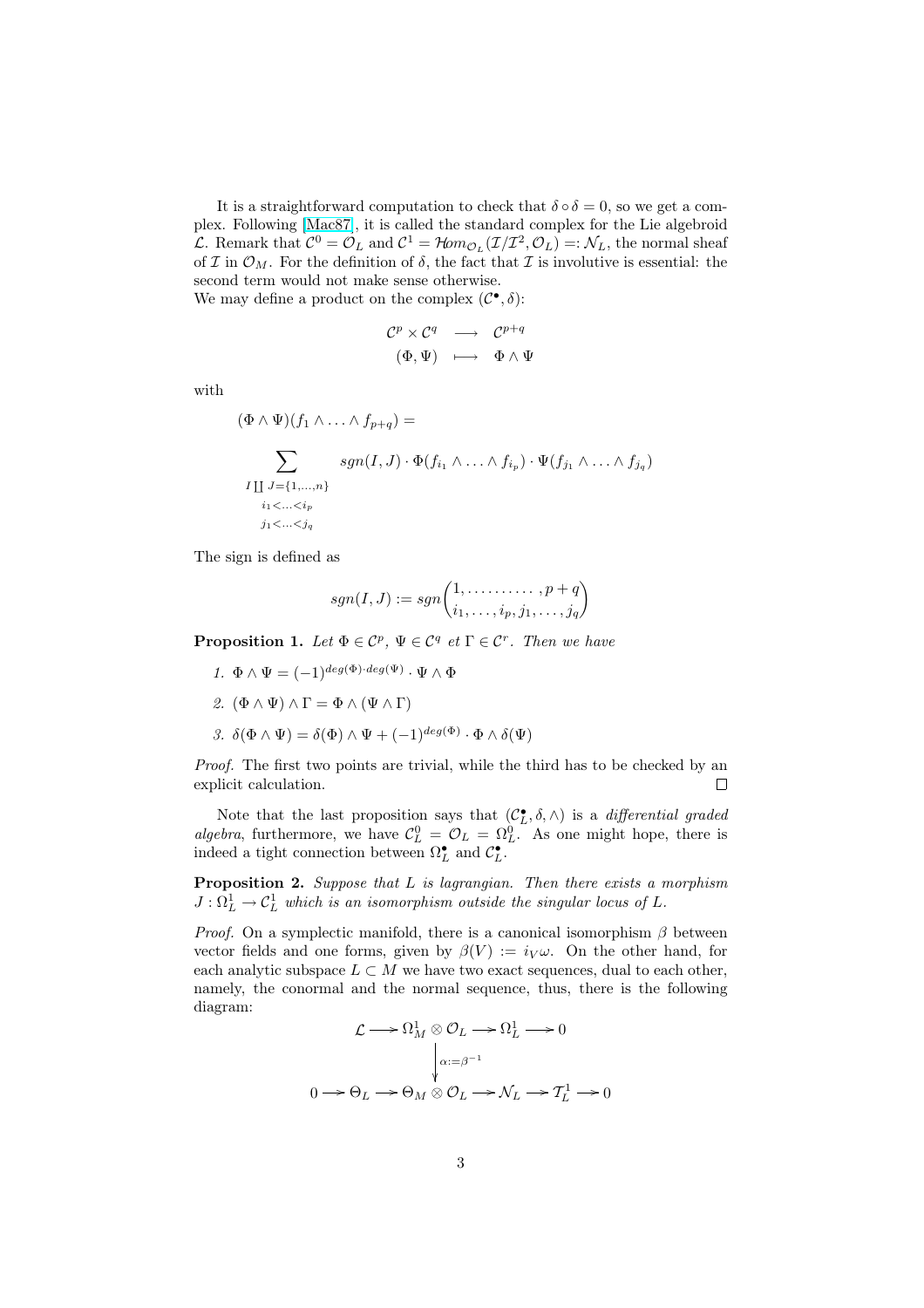It is a straightforward computation to check that $\delta \circ \delta = 0$, so we get a complex. Following [Mac87], it is called the standard complex for the Lie algebroid $\mathcal{L}$. Remark that $\mathcal{C}^0 = \mathcal{O}_L$ and $\mathcal{C}^1 = \mathcal{H}om_{\mathcal{O}_L}(\mathcal{I}/\mathcal{I}^2, \mathcal{O}_L) =: \mathcal{N}_L$, the normal sheaf of $\mathcal{I}$ in $\mathcal{O}_M$. For the definition of $\delta$, the fact that $\mathcal{I}$ is involutive is essential: the second term would not make sense otherwise.

We may define a product on the complex $(\mathcal{C}^\bullet, \delta)$:

$$
\begin{array}{ccc}
\mathcal{C}^p \times \mathcal{C}^q & \longrightarrow & \mathcal{C}^{p+q} \\
(\Phi, \Psi) & \longmapsto & \Phi \wedge \Psi
\end{array}
$$

with

$$
(\Phi \wedge \Psi)(f_1 \wedge \ldots \wedge f_{p+q}) =
$$

$$
\sum_{\substack{I \coprod J = \{1,\ldots,n\} \\ i_1 < \ldots < i_p \\ j_1 < \ldots < j_q}} sgn(I,J) \cdot \Phi(f_{i_1} \wedge \ldots \wedge f_{i_p}) \cdot \Psi(f_{j_1} \wedge \ldots \wedge f_{j_q})
$$

The sign is defined as

$$
sgn(I,J) := sgn\begin{pmatrix} 1, \ldots\ldots\ldots\ldots, p+q \\ i_1, \ldots, i_p, j_1, \ldots, j_q \end{pmatrix}
$$

**Proposition 1.** *Let $\Phi \in \mathcal{C}^p$, $\Psi \in \mathcal{C}^q$ et $\Gamma \in \mathcal{C}^r$. Then we have*

1. $\Phi \wedge \Psi = (-1)^{deg(\Phi) \cdot deg(\Psi)} \cdot \Psi \wedge \Phi$
2. $(\Phi \wedge \Psi) \wedge \Gamma = \Phi \wedge (\Psi \wedge \Gamma)$
3. $\delta(\Phi \wedge \Psi) = \delta(\Phi) \wedge \Psi + (-1)^{deg(\Phi)} \cdot \Phi \wedge \delta(\Psi)$

*Proof.* The first two points are trivial, while the third has to be checked by an explicit calculation. □

Note that the last proposition says that $(\mathcal{C}_L^\bullet, \delta, \wedge)$ is a *differential graded algebra*, furthermore, we have $\mathcal{C}_L^0 = \mathcal{O}_L = \Omega_L^0$. As one might hope, there is indeed a tight connection between $\Omega_L^\bullet$ and $\mathcal{C}_L^\bullet$.

**Proposition 2.** *Suppose that $L$ is lagrangian. Then there exists a morphism $J : \Omega_L^1 \to \mathcal{C}_L^1$ which is an isomorphism outside the singular locus of $L$.*

*Proof.* On a symplectic manifold, there is a canonical isomorphism $\beta$ between vector fields and one forms, given by $\beta(V) := i_V \omega$. On the other hand, for each analytic subspace $L \subset M$ we have two exact sequences, dual to each other, namely, the conormal and the normal sequence, thus, there is the following diagram:

$$
\begin{array}{ccccccccc}
 & & \mathcal{L} & \longrightarrow & \Omega_M^1 \otimes \mathcal{O}_L & \longrightarrow & \Omega_L^1 & \longrightarrow & 0 \\
 & & & & \big\downarrow {\scriptstyle \alpha := \beta^{-1}} & & & & \\
0 & \longrightarrow & \Theta_L & \longrightarrow & \Theta_M \otimes \mathcal{O}_L & \longrightarrow & \mathcal{N}_L & \longrightarrow & \mathcal{T}_L^1 \longrightarrow 0
\end{array}
$$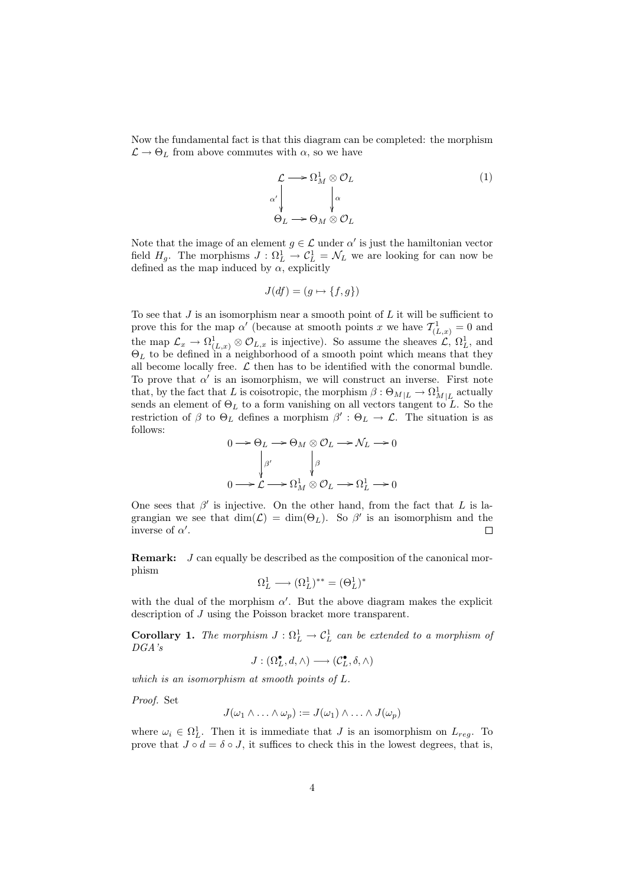Now the fundamental fact is that this diagram can be completed: the morphism $\mathcal{L} \to \Theta_L$ from above commutes with $\alpha$, so we have

$$
\begin{array}{ccc}
\mathcal{L} & \longrightarrow & \Omega^1_M \otimes \mathcal{O}_L \\
\Big\downarrow{\scriptstyle \alpha'} & & \Big\downarrow{\scriptstyle \alpha} \\
\Theta_L & \longrightarrow & \Theta_M \otimes \mathcal{O}_L
\end{array}
\tag{1}
$$

Note that the image of an element $g \in \mathcal{L}$ under $\alpha'$ is just the hamiltonian vector field $H_g$. The morphisms $J : \Omega^1_L \to \mathcal{C}^1_L = \mathcal{N}_L$ we are looking for can now be defined as the map induced by $\alpha$, explicitly

$$J(df) = (g \mapsto \{f, g\})$$

To see that $J$ is an isomorphism near a smooth point of $L$ it will be sufficient to prove this for the map $\alpha'$ (because at smooth points $x$ we have $\mathcal{T}^1_{(L,x)} = 0$ and the map $\mathcal{L}_x \to \Omega^1_{(L,x)} \otimes \mathcal{O}_{L,x}$ is injective). So assume the sheaves $\mathcal{L}$, $\Omega^1_L$, and $\Theta_L$ to be defined in a neighborhood of a smooth point which means that they all become locally free. $\mathcal{L}$ then has to be identified with the conormal bundle. To prove that $\alpha'$ is an isomorphism, we will construct an inverse. First note that, by the fact that $L$ is coisotropic, the morphism $\beta : \Theta_{M|L} \to \Omega^1_{M|L}$ actually sends an element of $\Theta_L$ to a form vanishing on all vectors tangent to $L$. So the restriction of $\beta$ to $\Theta_L$ defines a morphism $\beta' : \Theta_L \to \mathcal{L}$. The situation is as follows:

$$
\begin{array}{ccccccccc}
0 & \longrightarrow & \Theta_L & \longrightarrow & \Theta_M \otimes \mathcal{O}_L & \longrightarrow & \mathcal{N}_L & \longrightarrow & 0 \\
 & & \Big\downarrow{\scriptstyle \beta'} & & \Big\downarrow{\scriptstyle \beta} & & & & \\
0 & \longrightarrow & \mathcal{L} & \longrightarrow & \Omega^1_M \otimes \mathcal{O}_L & \longrightarrow & \Omega^1_L & \longrightarrow & 0
\end{array}
$$

One sees that $\beta'$ is injective. On the other hand, from the fact that $L$ is lagrangian we see that $\dim(\mathcal{L}) = \dim(\Theta_L)$. So $\beta'$ is an isomorphism and the inverse of $\alpha'$. □

**Remark:** $J$ can equally be described as the composition of the canonical morphism

$$\Omega^1_L \longrightarrow (\Omega^1_L)^{**} = (\Theta^1_L)^*$$

with the dual of the morphism $\alpha'$. But the above diagram makes the explicit description of $J$ using the Poisson bracket more transparent.

**Corollary 1.** *The morphism $J : \Omega^1_L \to \mathcal{C}^1_L$ can be extended to a morphism of DGA's*

$$J : (\Omega^\bullet_L, d, \wedge) \longrightarrow (\mathcal{C}^\bullet_L, \delta, \wedge)$$

*which is an isomorphism at smooth points of $L$.*

*Proof.* Set

$$J(\omega_1 \wedge \ldots \wedge \omega_p) := J(\omega_1) \wedge \ldots \wedge J(\omega_p)$$

where $\omega_i \in \Omega^1_L$. Then it is immediate that $J$ is an isomorphism on $L_{reg}$. To prove that $J \circ d = \delta \circ J$, it suffices to check this in the lowest degrees, that is,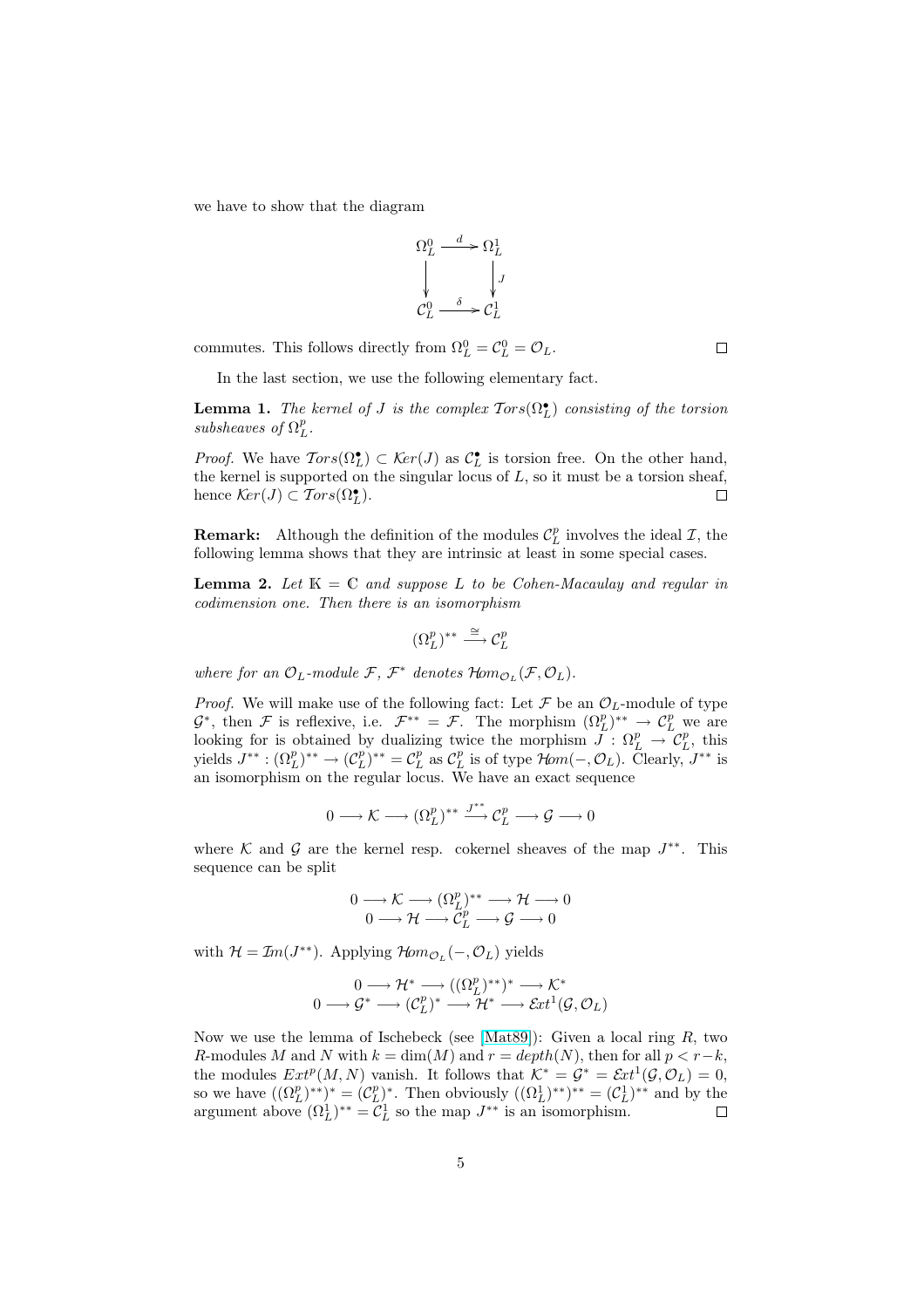we have to show that the diagram

$$\begin{array}{ccc} \Omega_L^0 & \xrightarrow{d} & \Omega_L^1 \\ \downarrow & & \downarrow J \\ \mathcal{C}_L^0 & \xrightarrow{\delta} & \mathcal{C}_L^1 \end{array}$$

commutes. This follows directly from $\Omega_L^0 = \mathcal{C}_L^0 = \mathcal{O}_L$. ∎

In the last section, we use the following elementary fact.

**Lemma 1.** *The kernel of $J$ is the complex $\mathcal{T}ors(\Omega_L^\bullet)$ consisting of the torsion subsheaves of $\Omega_L^p$.*

*Proof.* We have $\mathcal{T}ors(\Omega_L^\bullet) \subset \mathcal{K}er(J)$ as $\mathcal{C}_L^\bullet$ is torsion free. On the other hand, the kernel is supported on the singular locus of $L$, so it must be a torsion sheaf, hence $\mathcal{K}er(J) \subset \mathcal{T}ors(\Omega_L^\bullet)$. ∎

**Remark:** Although the definition of the modules $\mathcal{C}_L^p$ involves the ideal $\mathcal{I}$, the following lemma shows that they are intrinsic at least in some special cases.

**Lemma 2.** *Let $\mathbb{K} = \mathbb{C}$ and suppose $L$ to be Cohen-Macaulay and regular in codimension one. Then there is an isomorphism*

$$(\Omega_L^p)^{**} \xrightarrow{\cong} \mathcal{C}_L^p$$

*where for an $\mathcal{O}_L$-module $\mathcal{F}$, $\mathcal{F}^*$ denotes $\mathcal{H}om_{\mathcal{O}_L}(\mathcal{F}, \mathcal{O}_L)$.*

*Proof.* We will make use of the following fact: Let $\mathcal{F}$ be an $\mathcal{O}_L$-module of type $\mathcal{G}^*$, then $\mathcal{F}$ is reflexive, i.e. $\mathcal{F}^{**} = \mathcal{F}$. The morphism $(\Omega_L^p)^{**} \to \mathcal{C}_L^p$ we are looking for is obtained by dualizing twice the morphism $J : \Omega_L^p \to \mathcal{C}_L^p$, this yields $J^{**} : (\Omega_L^p)^{**} \to (\mathcal{C}_L^p)^{**} = \mathcal{C}_L^p$ as $\mathcal{C}_L^p$ is of type $\mathcal{H}om(-, \mathcal{O}_L)$. Clearly, $J^{**}$ is an isomorphism on the regular locus. We have an exact sequence

$$0 \longrightarrow \mathcal{K} \longrightarrow (\Omega_L^p)^{**} \xrightarrow{J^{**}} \mathcal{C}_L^p \longrightarrow \mathcal{G} \longrightarrow 0$$

where $\mathcal{K}$ and $\mathcal{G}$ are the kernel resp. cokernel sheaves of the map $J^{**}$. This sequence can be split

$$\begin{array}{c} 0 \longrightarrow \mathcal{K} \longrightarrow (\Omega_L^p)^{**} \longrightarrow \mathcal{H} \longrightarrow 0 \\ 0 \longrightarrow \mathcal{H} \longrightarrow \mathcal{C}_L^p \longrightarrow \mathcal{G} \longrightarrow 0 \end{array}$$

with $\mathcal{H} = \mathcal{I}m(J^{**})$. Applying $\mathcal{H}om_{\mathcal{O}_L}(-, \mathcal{O}_L)$ yields

$$\begin{array}{c} 0 \longrightarrow \mathcal{H}^* \longrightarrow ((\Omega_L^p)^{**})^* \longrightarrow \mathcal{K}^* \\ 0 \longrightarrow \mathcal{G}^* \longrightarrow (\mathcal{C}_L^p)^* \longrightarrow \mathcal{H}^* \longrightarrow \mathcal{E}xt^1(\mathcal{G}, \mathcal{O}_L) \end{array}$$

Now we use the lemma of Ischebeck (see [Mat89]): Given a local ring $R$, two $R$-modules $M$ and $N$ with $k = \dim(M)$ and $r = depth(N)$, then for all $p < r - k$, the modules $Ext^p(M, N)$ vanish. It follows that $\mathcal{K}^* = \mathcal{G}^* = \mathcal{E}xt^1(\mathcal{G}, \mathcal{O}_L) = 0$, so we have $((\Omega_L^p)^{**})^* = (\mathcal{C}_L^p)^*$. Then obviously $((\Omega_L^1)^{**})^{**} = (\mathcal{C}_L^1)^{**}$ and by the argument above $(\Omega_L^1)^{**} = \mathcal{C}_L^1$ so the map $J^{**}$ is an isomorphism. ∎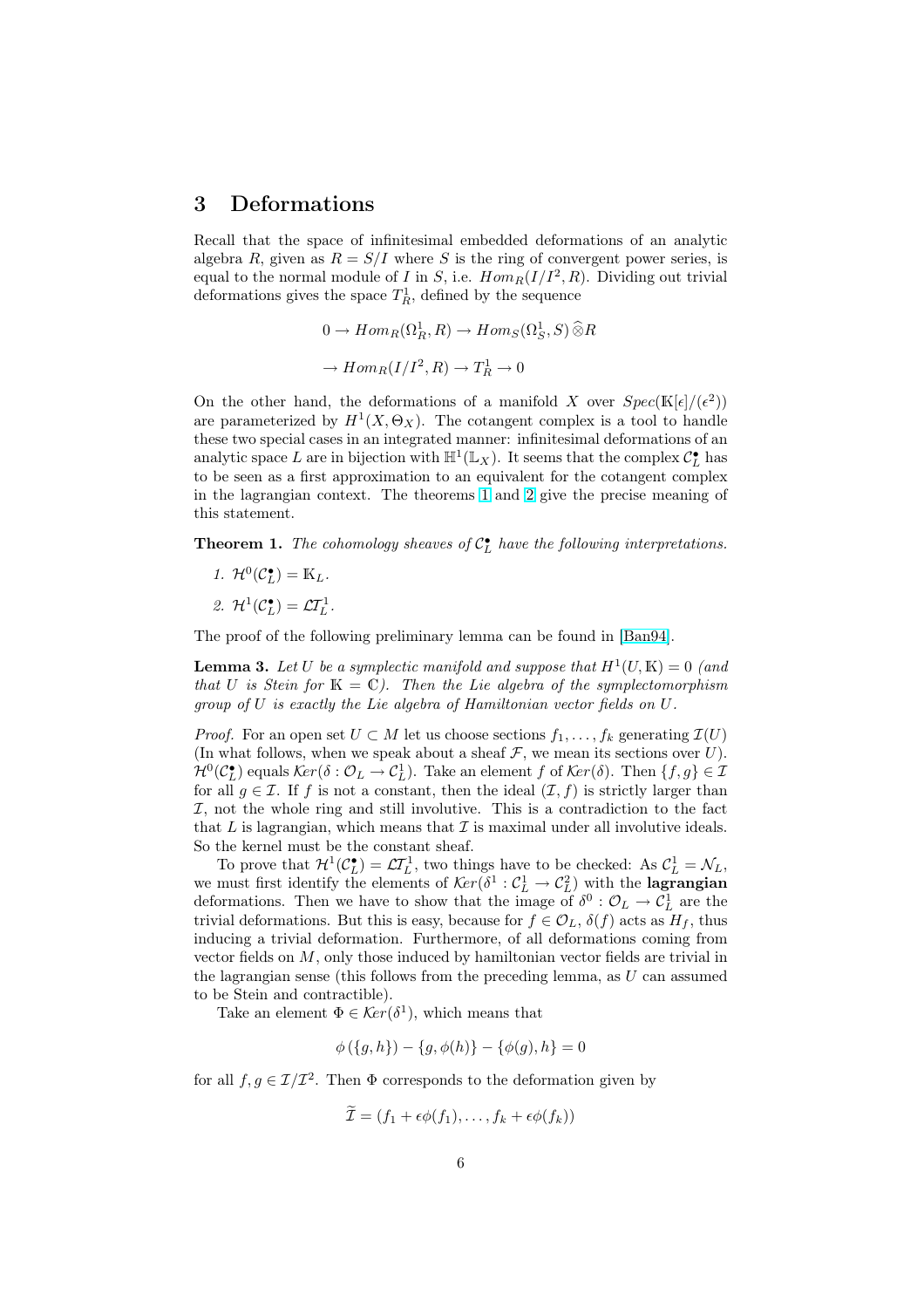# 3 Deformations

Recall that the space of infinitesimal embedded deformations of an analytic algebra $R$, given as $R = S/I$ where $S$ is the ring of convergent power series, is equal to the normal module of $I$ in $S$, i.e. $Hom_R(I/I^2, R)$. Dividing out trivial deformations gives the space $T^1_R$, defined by the sequence

$$0 \to Hom_R(\Omega^1_R, R) \to Hom_S(\Omega^1_S, S)\,\widehat{\otimes} R$$

$$\to Hom_R(I/I^2, R) \to T^1_R \to 0$$

On the other hand, the deformations of a manifold $X$ over $Spec(\mathbb{K}[\epsilon]/(\epsilon^2))$ are parameterized by $H^1(X, \Theta_X)$. The cotangent complex is a tool to handle these two special cases in an integrated manner: infinitesimal deformations of an analytic space $L$ are in bijection with $\mathbb{H}^1(\mathbb{L}_X)$. It seems that the complex $\mathcal{C}^\bullet_L$ has to be seen as a first approximation to an equivalent for the cotangent complex in the lagrangian context. The theorems 1 and 2 give the precise meaning of this statement.

**Theorem 1.** *The cohomology sheaves of $\mathcal{C}^\bullet_L$ have the following interpretations.*

1. $\mathcal{H}^0(\mathcal{C}^\bullet_L) = \mathbb{K}_L$.
2. $\mathcal{H}^1(\mathcal{C}^\bullet_L) = \mathcal{LT}^1_L$.

The proof of the following preliminary lemma can be found in [Ban94].

**Lemma 3.** *Let $U$ be a symplectic manifold and suppose that $H^1(U, \mathbb{K}) = 0$ (and that $U$ is Stein for $\mathbb{K} = \mathbb{C}$). Then the Lie algebra of the symplectomorphism group of $U$ is exactly the Lie algebra of Hamiltonian vector fields on $U$.*

*Proof.* For an open set $U \subset M$ let us choose sections $f_1, \ldots, f_k$ generating $\mathcal{I}(U)$ (In what follows, when we speak about a sheaf $\mathcal{F}$, we mean its sections over $U$). $\mathcal{H}^0(\mathcal{C}^\bullet_L)$ equals $\mathcal{K}er(\delta : \mathcal{O}_L \to \mathcal{C}^1_L)$. Take an element $f$ of $\mathcal{K}er(\delta)$. Then $\{f, g\} \in \mathcal{I}$ for all $g \in \mathcal{I}$. If $f$ is not a constant, then the ideal $(\mathcal{I}, f)$ is strictly larger than $\mathcal{I}$, not the whole ring and still involutive. This is a contradiction to the fact that $L$ is lagrangian, which means that $\mathcal{I}$ is maximal under all involutive ideals. So the kernel must be the constant sheaf.

To prove that $\mathcal{H}^1(\mathcal{C}^\bullet_L) = \mathcal{LT}^1_L$, two things have to be checked: As $\mathcal{C}^1_L = \mathcal{N}_L$, we must first identify the elements of $\mathcal{K}er(\delta^1 : \mathcal{C}^1_L \to \mathcal{C}^2_L)$ with the **lagrangian** deformations. Then we have to show that the image of $\delta^0 : \mathcal{O}_L \to \mathcal{C}^1_L$ are the trivial deformations. But this is easy, because for $f \in \mathcal{O}_L$, $\delta(f)$ acts as $H_f$, thus inducing a trivial deformation. Furthermore, of all deformations coming from vector fields on $M$, only those induced by hamiltonian vector fields are trivial in the lagrangian sense (this follows from the preceding lemma, as $U$ can assumed to be Stein and contractible).

Take an element $\Phi \in \mathcal{K}er(\delta^1)$, which means that

$$\phi(\{g, h\}) - \{g, \phi(h)\} - \{\phi(g), h\} = 0$$

for all $f, g \in \mathcal{I}/\mathcal{I}^2$. Then $\Phi$ corresponds to the deformation given by

$$\widetilde{\mathcal{I}} = (f_1 + \epsilon\phi(f_1), \ldots, f_k + \epsilon\phi(f_k))$$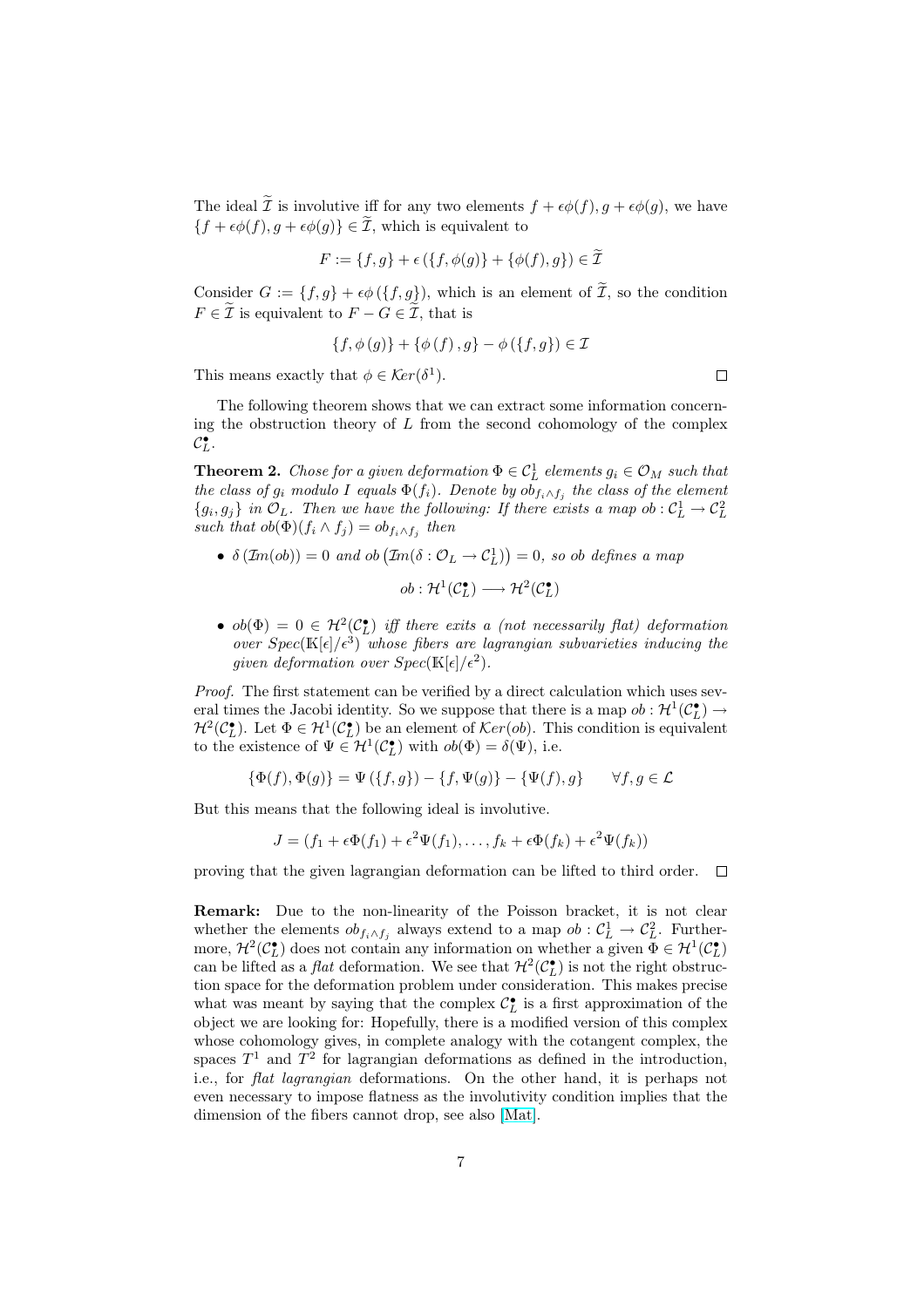The ideal $\widetilde{\mathcal{I}}$ is involutive iff for any two elements $f + \epsilon\phi(f), g + \epsilon\phi(g)$, we have $\{f + \epsilon\phi(f), g + \epsilon\phi(g)\} \in \widetilde{\mathcal{I}}$, which is equivalent to

$$F := \{f, g\} + \epsilon\left(\{f, \phi(g)\} + \{\phi(f), g\}\right) \in \widetilde{\mathcal{I}}$$

Consider $G := \{f, g\} + \epsilon\phi\left(\{f, g\}\right)$, which is an element of $\widetilde{\mathcal{I}}$, so the condition $F \in \widetilde{\mathcal{I}}$ is equivalent to $F - G \in \widetilde{\mathcal{I}}$, that is

$$\{f, \phi\left(g\right)\} + \{\phi\left(f\right), g\} - \phi\left(\{f, g\}\right) \in \mathcal{I}$$

This means exactly that $\phi \in \mathcal{K}er(\delta^1)$. $\square$

The following theorem shows that we can extract some information concerning the obstruction theory of $L$ from the second cohomology of the complex $\mathcal{C}_L^\bullet$.

**Theorem 2.** *Chose for a given deformation $\Phi \in \mathcal{C}_L^1$ elements $g_i \in \mathcal{O}_M$ such that the class of $g_i$ modulo $I$ equals $\Phi(f_i)$. Denote by $ob_{f_i \wedge f_j}$ the class of the element $\{g_i, g_j\}$ in $\mathcal{O}_L$. Then we have the following: If there exists a map $ob : \mathcal{C}_L^1 \to \mathcal{C}_L^2$ such that $ob(\Phi)(f_i \wedge f_j) = ob_{f_i \wedge f_j}$ then*

- $\delta\left(\mathcal{I}m(ob)\right) = 0$ *and* $ob\left(\mathcal{I}m(\delta : \mathcal{O}_L \to \mathcal{C}_L^1)\right) = 0$*, so ob defines a map*

$$ob : \mathcal{H}^1(\mathcal{C}_L^\bullet) \longrightarrow \mathcal{H}^2(\mathcal{C}_L^\bullet)$$

- $ob(\Phi) = 0 \in \mathcal{H}^2(\mathcal{C}_L^\bullet)$ *iff there exits a (not necessarily flat) deformation over $Spec(\mathbb{K}[\epsilon]/\epsilon^3)$ whose fibers are lagrangian subvarieties inducing the given deformation over $Spec(\mathbb{K}[\epsilon]/\epsilon^2)$.*

*Proof.* The first statement can be verified by a direct calculation which uses several times the Jacobi identity. So we suppose that there is a map $ob : \mathcal{H}^1(\mathcal{C}_L^\bullet) \to \mathcal{H}^2(\mathcal{C}_L^\bullet)$. Let $\Phi \in \mathcal{H}^1(\mathcal{C}_L^\bullet)$ be an element of $\mathcal{K}er(ob)$. This condition is equivalent to the existence of $\Psi \in \mathcal{H}^1(\mathcal{C}_L^\bullet)$ with $ob(\Phi) = \delta(\Psi)$, i.e.

$$\{\Phi(f), \Phi(g)\} = \Psi\left(\{f, g\}\right) - \{f, \Psi(g)\} - \{\Psi(f), g\} \qquad \forall f, g \in \mathcal{L}$$

But this means that the following ideal is involutive.

$$J = (f_1 + \epsilon\Phi(f_1) + \epsilon^2\Psi(f_1), \ldots, f_k + \epsilon\Phi(f_k) + \epsilon^2\Psi(f_k))$$

proving that the given lagrangian deformation can be lifted to third order. $\square$

**Remark:** Due to the non-linearity of the Poisson bracket, it is not clear whether the elements $ob_{f_i \wedge f_j}$ always extend to a map $ob : \mathcal{C}_L^1 \to \mathcal{C}_L^2$. Furthermore, $\mathcal{H}^2(\mathcal{C}_L^\bullet)$ does not contain any information on whether a given $\Phi \in \mathcal{H}^1(\mathcal{C}_L^\bullet)$ can be lifted as a *flat* deformation. We see that $\mathcal{H}^2(\mathcal{C}_L^\bullet)$ is not the right obstruction space for the deformation problem under consideration. This makes precise what was meant by saying that the complex $\mathcal{C}_L^\bullet$ is a first approximation of the object we are looking for: Hopefully, there is a modified version of this complex whose cohomology gives, in complete analogy with the cotangent complex, the spaces $T^1$ and $T^2$ for lagrangian deformations as defined in the introduction, i.e., for *flat lagrangian* deformations. On the other hand, it is perhaps not even necessary to impose flatness as the involutivity condition implies that the dimension of the fibers cannot drop, see also [Mat].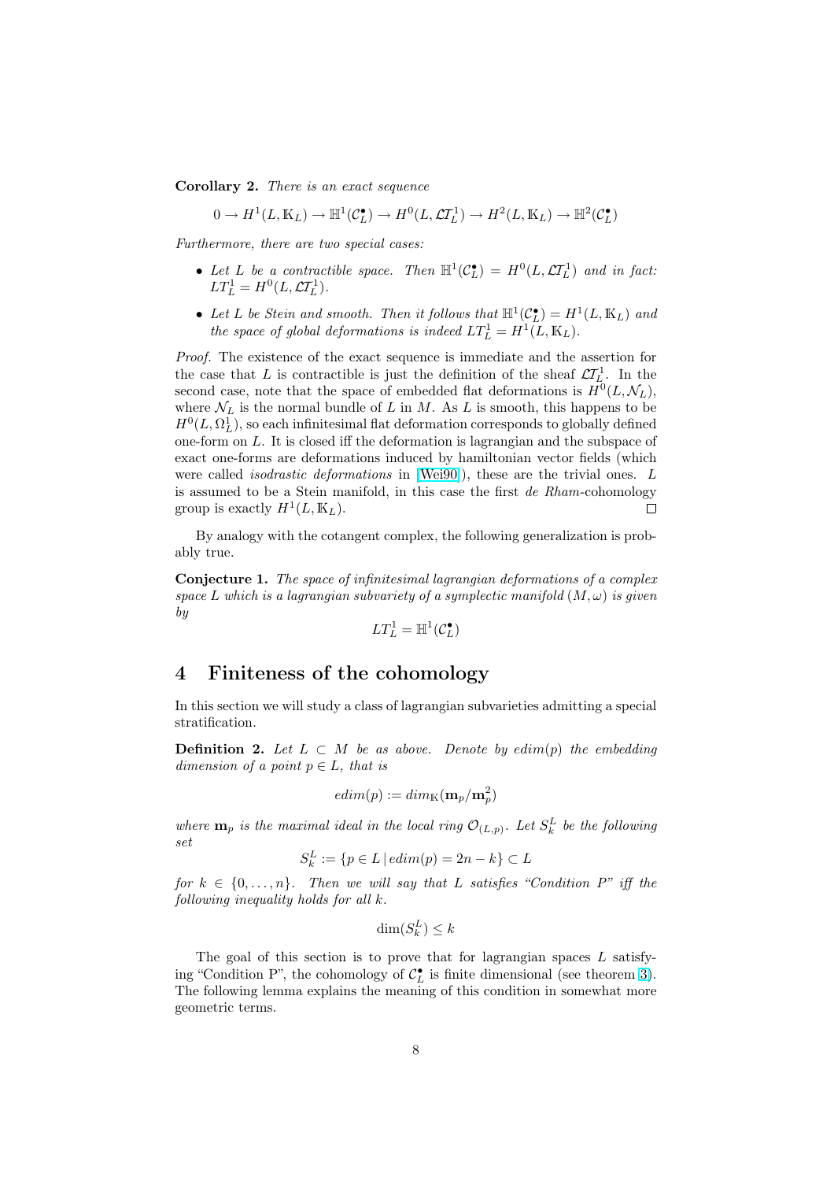**Corollary 2.** *There is an exact sequence*

$$0 \to H^1(L, \mathbb{K}_L) \to \mathbb{H}^1(\mathcal{C}_L^\bullet) \to H^0(L, \mathcal{LT}_L^1) \to H^2(L, \mathbb{K}_L) \to \mathbb{H}^2(\mathcal{C}_L^\bullet)$$

*Furthermore, there are two special cases:*

- *Let $L$ be a contractible space. Then $\mathbb{H}^1(\mathcal{C}_L^\bullet) = H^0(L, \mathcal{LT}_L^1)$ and in fact: $LT_L^1 = H^0(L, \mathcal{LT}_L^1)$.*
- *Let $L$ be Stein and smooth. Then it follows that $\mathbb{H}^1(\mathcal{C}_L^\bullet) = H^1(L, \mathbb{K}_L)$ and the space of global deformations is indeed $LT_L^1 = H^1(L, \mathbb{K}_L)$.*

*Proof.* The existence of the exact sequence is immediate and the assertion for the case that $L$ is contractible is just the definition of the sheaf $\mathcal{LT}_L^1$. In the second case, note that the space of embedded flat deformations is $H^0(L, \mathcal{N}_L)$, where $\mathcal{N}_L$ is the normal bundle of $L$ in $M$. As $L$ is smooth, this happens to be $H^0(L, \Omega_L^1)$, so each infinitesimal flat deformation corresponds to globally defined one-form on $L$. It is closed iff the deformation is lagrangian and the subspace of exact one-forms are deformations induced by hamiltonian vector fields (which were called *isodrastic deformations* in [Wei90]), these are the trivial ones. $L$ is assumed to be a Stein manifold, in this case the first *de Rham*-cohomology group is exactly $H^1(L, \mathbb{K}_L)$. □

By analogy with the cotangent complex, the following generalization is probably true.

**Conjecture 1.** *The space of infinitesimal lagrangian deformations of a complex space $L$ which is a lagrangian subvariety of a symplectic manifold $(M, \omega)$ is given by*

$$LT_L^1 = \mathbb{H}^1(\mathcal{C}_L^\bullet)$$

# 4 Finiteness of the cohomology

In this section we will study a class of lagrangian subvarieties admitting a special stratification.

**Definition 2.** *Let $L \subset M$ be as above. Denote by $edim(p)$ the embedding dimension of a point $p \in L$, that is*

$$edim(p) := dim_{\mathbb{K}}(\mathbf{m}_p / \mathbf{m}_p^2)$$

*where $\mathbf{m}_p$ is the maximal ideal in the local ring $\mathcal{O}_{(L,p)}$. Let $S_k^L$ be the following set*

$$S_k^L := \{p \in L \,|\, edim(p) = 2n - k\} \subset L$$

*for $k \in \{0, \dots, n\}$. Then we will say that $L$ satisfies "Condition P" iff the following inequality holds for all $k$.*

$$\dim(S_k^L) \leq k$$

The goal of this section is to prove that for lagrangian spaces $L$ satisfying "Condition P", the cohomology of $\mathcal{C}_L^\bullet$ is finite dimensional (see theorem 3). The following lemma explains the meaning of this condition in somewhat more geometric terms.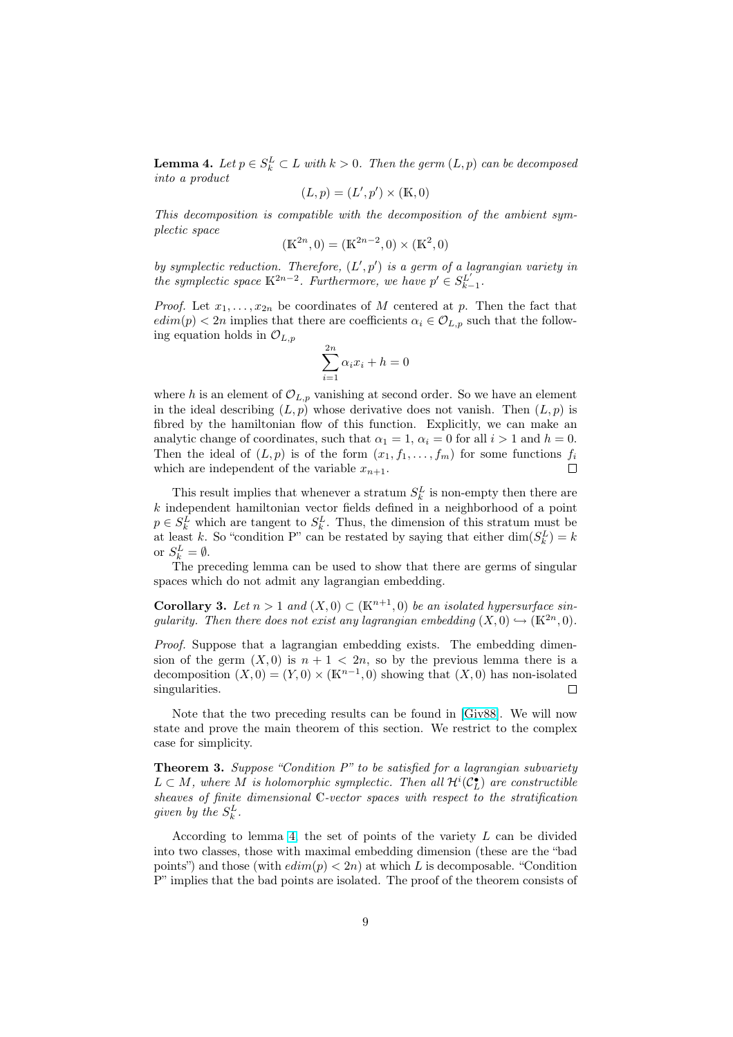**Lemma 4.** *Let $p \in S_k^L \subset L$ with $k > 0$. Then the germ $(L, p)$ can be decomposed into a product*

$$(L, p) = (L', p') \times (\mathbb{K}, 0)$$

*This decomposition is compatible with the decomposition of the ambient symplectic space*

$$(\mathbb{K}^{2n}, 0) = (\mathbb{K}^{2n-2}, 0) \times (\mathbb{K}^2, 0)$$

*by symplectic reduction. Therefore, $(L', p')$ is a germ of a lagrangian variety in the symplectic space $\mathbb{K}^{2n-2}$. Furthermore, we have $p' \in S_{k-1}^{L'}$.*

*Proof.* Let $x_1, \ldots, x_{2n}$ be coordinates of $M$ centered at $p$. Then the fact that $edim(p) < 2n$ implies that there are coefficients $\alpha_i \in \mathcal{O}_{L,p}$ such that the following equation holds in $\mathcal{O}_{L,p}$

$$\sum_{i=1}^{2n} \alpha_i x_i + h = 0$$

where $h$ is an element of $\mathcal{O}_{L,p}$ vanishing at second order. So we have an element in the ideal describing $(L, p)$ whose derivative does not vanish. Then $(L, p)$ is fibred by the hamiltonian flow of this function. Explicitly, we can make an analytic change of coordinates, such that $\alpha_1 = 1$, $\alpha_i = 0$ for all $i > 1$ and $h = 0$. Then the ideal of $(L, p)$ is of the form $(x_1, f_1, \ldots, f_m)$ for some functions $f_i$ which are independent of the variable $x_{n+1}$. □

This result implies that whenever a stratum $S_k^L$ is non-empty then there are $k$ independent hamiltonian vector fields defined in a neighborhood of a point $p \in S_k^L$ which are tangent to $S_k^L$. Thus, the dimension of this stratum must be at least $k$. So "condition P" can be restated by saying that either $\dim(S_k^L) = k$ or $S_k^L = \emptyset$.

The preceding lemma can be used to show that there are germs of singular spaces which do not admit any lagrangian embedding.

**Corollary 3.** *Let $n > 1$ and $(X, 0) \subset (\mathbb{K}^{n+1}, 0)$ be an isolated hypersurface singularity. Then there does not exist any lagrangian embedding $(X, 0) \hookrightarrow (\mathbb{K}^{2n}, 0)$.*

*Proof.* Suppose that a lagrangian embedding exists. The embedding dimension of the germ $(X, 0)$ is $n + 1 < 2n$, so by the previous lemma there is a decomposition $(X, 0) = (Y, 0) \times (\mathbb{K}^{n-1}, 0)$ showing that $(X, 0)$ has non-isolated singularities. □

Note that the two preceding results can be found in [Giv88]. We will now state and prove the main theorem of this section. We restrict to the complex case for simplicity.

**Theorem 3.** *Suppose "Condition P" to be satisfied for a lagrangian subvariety $L \subset M$, where $M$ is holomorphic symplectic. Then all $\mathcal{H}^i(\mathcal{C}_L^\bullet)$ are constructible sheaves of finite dimensional $\mathbb{C}$-vector spaces with respect to the stratification given by the $S_k^L$.*

According to lemma 4, the set of points of the variety $L$ can be divided into two classes, those with maximal embedding dimension (these are the "bad points") and those (with $edim(p) < 2n$) at which $L$ is decomposable. "Condition P" implies that the bad points are isolated. The proof of the theorem consists of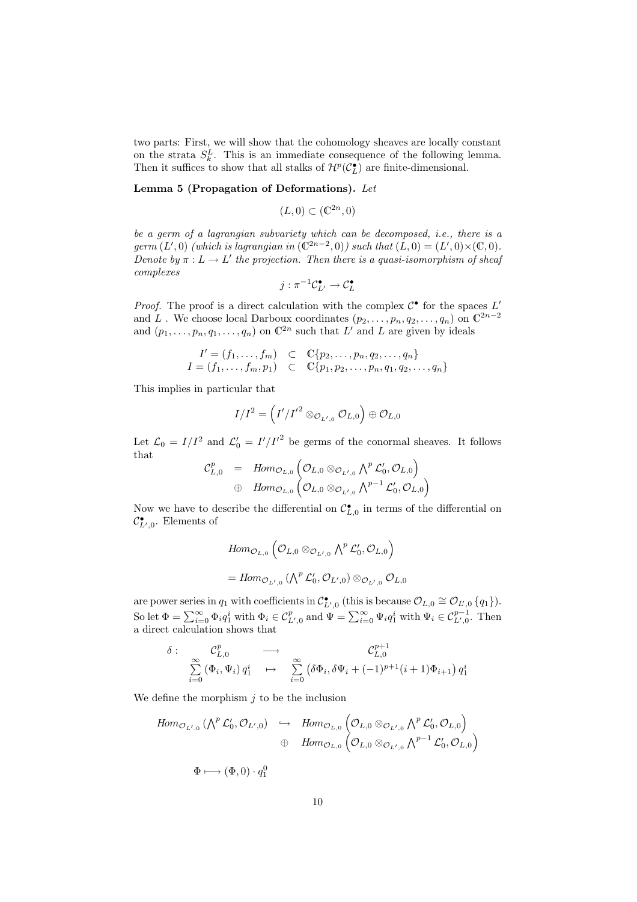two parts: First, we will show that the cohomology sheaves are locally constant on the strata $S_k^L$. This is an immediate consequence of the following lemma. Then it suffices to show that all stalks of $\mathcal{H}^p(\mathcal{C}_L^\bullet)$ are finite-dimensional.

**Lemma 5 (Propagation of Deformations).** *Let*

$$(L,0) \subset (\mathbb{C}^{2n},0)$$

*be a germ of a lagrangian subvariety which can be decomposed, i.e., there is a germ $(L',0)$ (which is lagrangian in $(\mathbb{C}^{2n-2},0)$) such that $(L,0) = (L',0)\times(\mathbb{C},0)$. Denote by $\pi : L \to L'$ the projection. Then there is a quasi-isomorphism of sheaf complexes*

$$j : \pi^{-1}\mathcal{C}_{L'}^\bullet \to \mathcal{C}_L^\bullet$$

*Proof.* The proof is a direct calculation with the complex $\mathcal{C}^\bullet$ for the spaces $L'$ and $L$ . We choose local Darboux coordinates $(p_2,\dots,p_n,q_2,\dots,q_n)$ on $\mathbb{C}^{2n-2}$ and $(p_1,\dots,p_n,q_1,\dots,q_n)$ on $\mathbb{C}^{2n}$ such that $L'$ and $L$ are given by ideals

$$\begin{array}{rcl} I' = (f_1,\dots,f_m) & \subset & \mathbb{C}\{p_2,\dots,p_n,q_2,\dots,q_n\} \\ I = (f_1,\dots,f_m,p_1) & \subset & \mathbb{C}\{p_1,p_2,\dots,p_n,q_1,q_2,\dots,q_n\} \end{array}$$

This implies in particular that

$$I/I^2 = \left(I'/{I'}^2 \otimes_{\mathcal{O}_{L',0}} \mathcal{O}_{L,0}\right) \oplus \mathcal{O}_{L,0}$$

Let $\mathcal{L}_0 = I/I^2$ and $\mathcal{L}'_0 = I'/{I'}^2$ be germs of the conormal sheaves. It follows that

$$\begin{array}{rcl} \mathcal{C}^p_{L,0} & = & Hom_{\mathcal{O}_{L,0}}\left(\mathcal{O}_{L,0}\otimes_{\mathcal{O}_{L',0}} \bigwedge^p \mathcal{L}'_0, \mathcal{O}_{L,0}\right) \\ & \oplus & Hom_{\mathcal{O}_{L,0}}\left(\mathcal{O}_{L,0}\otimes_{\mathcal{O}_{L',0}} \bigwedge^{p-1} \mathcal{L}'_0, \mathcal{O}_{L,0}\right) \end{array}$$

Now we have to describe the differential on $\mathcal{C}^\bullet_{L,0}$ in terms of the differential on $\mathcal{C}^\bullet_{L',0}$. Elements of

$$\begin{array}{l} Hom_{\mathcal{O}_{L,0}}\left(\mathcal{O}_{L,0}\otimes_{\mathcal{O}_{L',0}} \bigwedge^p \mathcal{L}'_0, \mathcal{O}_{L,0}\right) \\ = Hom_{\mathcal{O}_{L',0}}\left(\bigwedge^p \mathcal{L}'_0, \mathcal{O}_{L',0}\right)\otimes_{\mathcal{O}_{L',0}} \mathcal{O}_{L,0} \end{array}$$

are power series in $q_1$ with coefficients in $\mathcal{C}^\bullet_{L',0}$ (this is because $\mathcal{O}_{L,0} \cong \mathcal{O}_{L',0}\{q_1\}$). So let $\Phi = \sum_{i=0}^\infty \Phi_i q_1^i$ with $\Phi_i \in \mathcal{C}^p_{L',0}$ and $\Psi = \sum_{i=0}^\infty \Psi_i q_1^i$ with $\Psi_i \in \mathcal{C}^{p-1}_{L',0}$. Then a direct calculation shows that

$$\begin{array}{rccc} \delta : & \mathcal{C}^p_{L,0} & \longrightarrow & \mathcal{C}^{p+1}_{L,0} \\ & \sum\limits_{i=0}^{\infty} (\Phi_i,\Psi_i)\, q_1^i & \mapsto & \sum\limits_{i=0}^{\infty} \left(\delta\Phi_i, \delta\Psi_i + (-1)^{p+1}(i+1)\Phi_{i+1}\right) q_1^i \end{array}$$

We define the morphism $j$ to be the inclusion

$$\begin{array}{rcl} Hom_{\mathcal{O}_{L',0}}\left(\bigwedge^p \mathcal{L}'_0, \mathcal{O}_{L',0}\right) & \hookrightarrow & Hom_{\mathcal{O}_{L,0}}\left(\mathcal{O}_{L,0}\otimes_{\mathcal{O}_{L',0}} \bigwedge^p \mathcal{L}'_0, \mathcal{O}_{L,0}\right) \\ & \oplus & Hom_{\mathcal{O}_{L,0}}\left(\mathcal{O}_{L,0}\otimes_{\mathcal{O}_{L',0}} \bigwedge^{p-1} \mathcal{L}'_0, \mathcal{O}_{L,0}\right) \end{array}$$

$$\Phi \longmapsto (\Phi, 0)\cdot q_1^0$$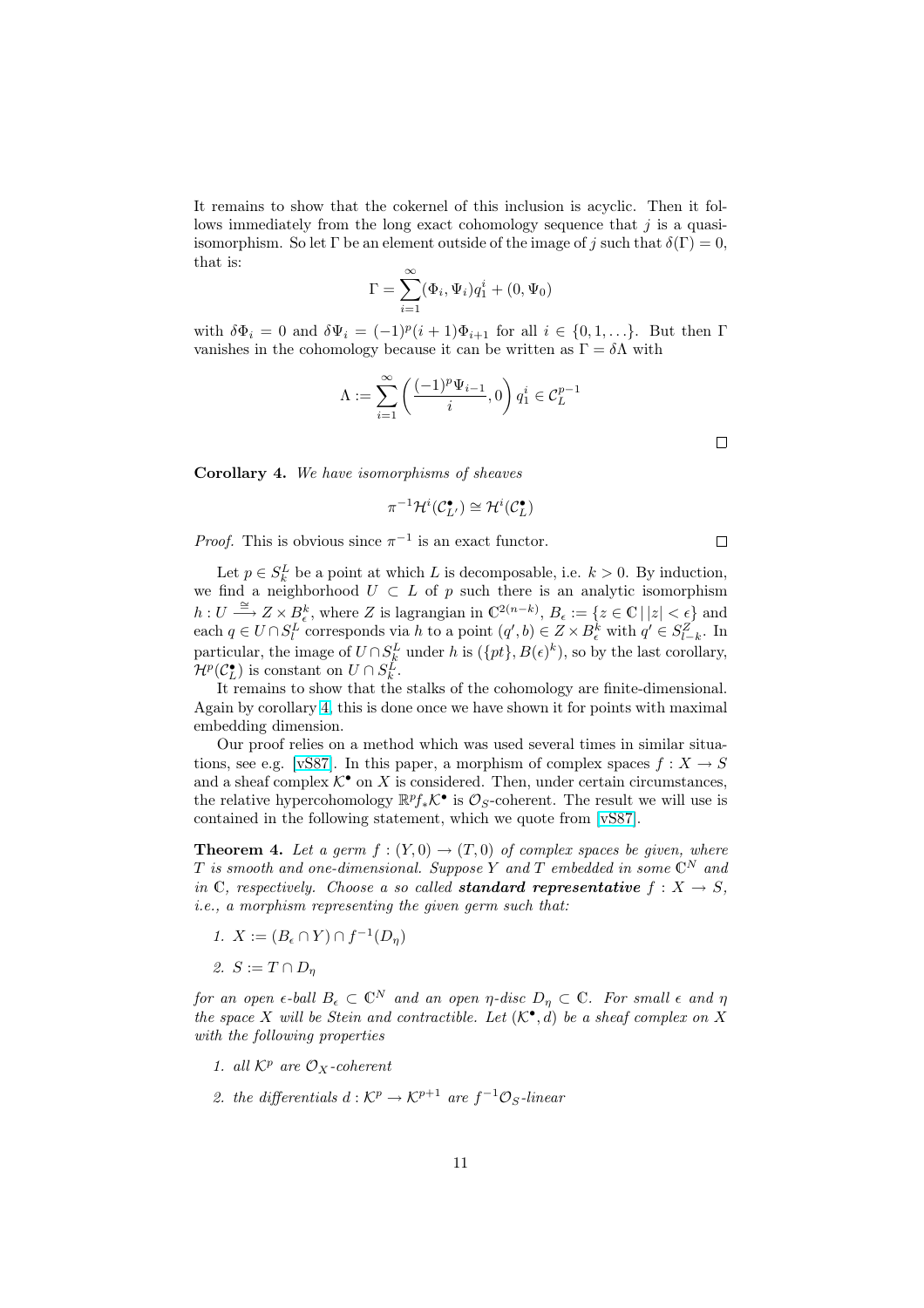It remains to show that the cokernel of this inclusion is acyclic. Then it follows immediately from the long exact cohomology sequence that $j$ is a quasi-isomorphism. So let $\Gamma$ be an element outside of the image of $j$ such that $\delta(\Gamma) = 0$, that is:

$$\Gamma = \sum_{i=1}^{\infty} (\Phi_i, \Psi_i) q_1^i + (0, \Psi_0)$$

with $\delta \Phi_i = 0$ and $\delta \Psi_i = (-1)^p (i+1) \Phi_{i+1}$ for all $i \in \{0, 1, \ldots\}$. But then $\Gamma$ vanishes in the cohomology because it can be written as $\Gamma = \delta \Lambda$ with

$$\Lambda := \sum_{i=1}^{\infty} \left( \frac{(-1)^p \Psi_{i-1}}{i}, 0 \right) q_1^i \in \mathcal{C}_L^{p-1}$$

$\square$

**Corollary 4.** *We have isomorphisms of sheaves*

$$\pi^{-1} \mathcal{H}^i(\mathcal{C}^\bullet_{L'}) \cong \mathcal{H}^i(\mathcal{C}^\bullet_L)$$

*Proof.* This is obvious since $\pi^{-1}$ is an exact functor. $\square$

Let $p \in S_k^L$ be a point at which $L$ is decomposable, i.e. $k > 0$. By induction, we find a neighborhood $U \subset L$ of $p$ such that there is an analytic isomorphism $h : U \xrightarrow{\cong} Z \times B_\epsilon^k$, where $Z$ is lagrangian in $\mathbb{C}^{2(n-k)}$, $B_\epsilon := \{ z \in \mathbb{C} \,|\, |z| < \epsilon \}$ and each $q \in U \cap S_l^L$ corresponds via $h$ to a point $(q', b) \in Z \times B_\epsilon^k$ with $q' \in S_{l-k}^Z$. In particular, the image of $U \cap S_k^L$ under $h$ is $(\{pt\}, B(\epsilon)^k)$, so by the last corollary, $\mathcal{H}^p(\mathcal{C}^\bullet_L)$ is constant on $U \cap S_k^L$.

It remains to show that the stalks of the cohomology are finite-dimensional. Again by corollary 4, this is done once we have shown it for points with maximal embedding dimension.

Our proof relies on a method which was used several times in similar situations, see e.g. [vS87]. In this paper, a morphism of complex spaces $f : X \to S$ and a sheaf complex $\mathcal{K}^\bullet$ on $X$ is considered. Then, under certain circumstances, the relative hypercohomology $\mathbb{R}^p f_* \mathcal{K}^\bullet$ is $\mathcal{O}_S$-coherent. The result we will use is contained in the following statement, which we quote from [vS87].

**Theorem 4.** *Let a germ $f : (Y, 0) \to (T, 0)$ of complex spaces be given, where $T$ is smooth and one-dimensional. Suppose $Y$ and $T$ embedded in some $\mathbb{C}^N$ and in $\mathbb{C}$, respectively. Choose a so called* ***standard representative*** *$f : X \to S$, i.e., a morphism representing the given germ such that:*

1. *$X := (B_\epsilon \cap Y) \cap f^{-1}(D_\eta)$*
2. *$S := T \cap D_\eta$*

*for an open $\epsilon$-ball $B_\epsilon \subset \mathbb{C}^N$ and an open $\eta$-disc $D_\eta \subset \mathbb{C}$. For small $\epsilon$ and $\eta$ the space $X$ will be Stein and contractible. Let $(\mathcal{K}^\bullet, d)$ be a sheaf complex on $X$ with the following properties*

1. *all $\mathcal{K}^p$ are $\mathcal{O}_X$-coherent*
2. *the differentials $d : \mathcal{K}^p \to \mathcal{K}^{p+1}$ are $f^{-1}\mathcal{O}_S$-linear*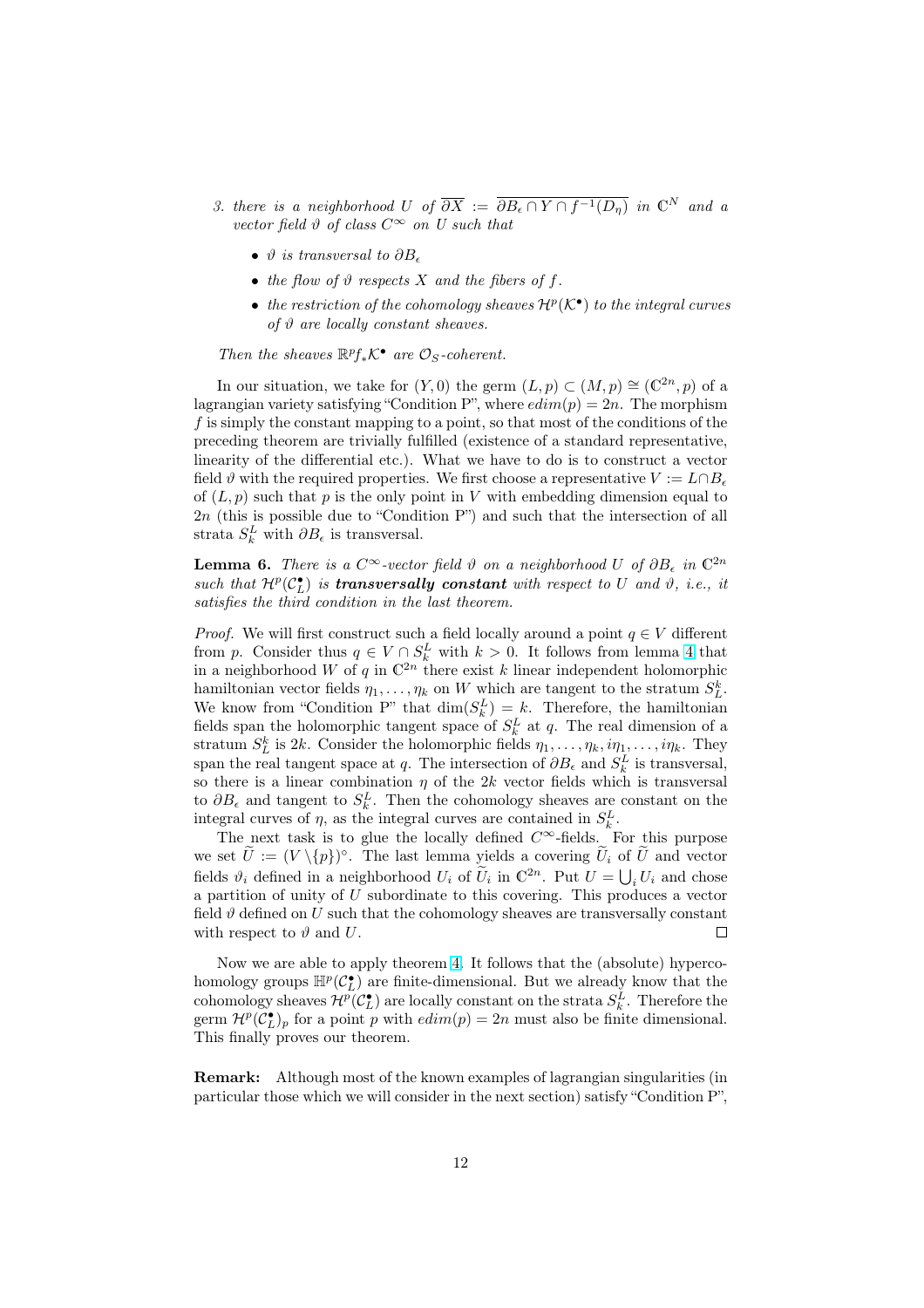3. *there is a neighborhood $U$ of $\overline{\partial X} := \overline{\partial B_\epsilon \cap Y \cap f^{-1}(D_\eta)}$ in $\mathbb{C}^N$ and a vector field $\vartheta$ of class $C^\infty$ on $U$ such that*

   - *$\vartheta$ is transversal to $\partial B_\epsilon$*
   - *the flow of $\vartheta$ respects $X$ and the fibers of $f$.*
   - *the restriction of the cohomology sheaves $\mathcal{H}^p(\mathcal{K}^\bullet)$ to the integral curves of $\vartheta$ are locally constant sheaves.*

*Then the sheaves $\mathbb{R}^p f_* \mathcal{K}^\bullet$ are $\mathcal{O}_S$-coherent.*

In our situation, we take for $(Y, 0)$ the germ $(L, p) \subset (M, p) \cong (\mathbb{C}^{2n}, p)$ of a lagrangian variety satisfying "Condition P", where $edim(p) = 2n$. The morphism $f$ is simply the constant mapping to a point, so that most of the conditions of the preceding theorem are trivially fulfilled (existence of a standard representative, linearity of the differential etc.). What we have to do is to construct a vector field $\vartheta$ with the required properties. We first choose a representative $V := L \cap B_\epsilon$ of $(L, p)$ such that $p$ is the only point in $V$ with embedding dimension equal to $2n$ (this is possible due to "Condition P") and such that the intersection of all strata $S_k^L$ with $\partial B_\epsilon$ is transversal.

**Lemma 6.** *There is a $C^\infty$-vector field $\vartheta$ on a neighborhood $U$ of $\partial B_\epsilon$ in $\mathbb{C}^{2n}$ such that $\mathcal{H}^p(\mathcal{C}_L^\bullet)$ is* ***transversally constant*** *with respect to $U$ and $\vartheta$, i.e., it satisfies the third condition in the last theorem.*

*Proof.* We will first construct such a field locally around a point $q \in V$ different from $p$. Consider thus $q \in V \cap S_k^L$ with $k > 0$. It follows from lemma 4 that in a neighborhood $W$ of $q$ in $\mathbb{C}^{2n}$ there exist $k$ linear independent holomorphic hamiltonian vector fields $\eta_1, \ldots, \eta_k$ on $W$ which are tangent to the stratum $S_L^k$. We know from "Condition P" that $\dim(S_k^L) = k$. Therefore, the hamiltonian fields span the holomorphic tangent space of $S_k^L$ at $q$. The real dimension of a stratum $S_L^k$ is $2k$. Consider the holomorphic fields $\eta_1, \ldots, \eta_k, i\eta_1, \ldots, i\eta_k$. They span the real tangent space at $q$. The intersection of $\partial B_\epsilon$ and $S_k^L$ is transversal, so there is a linear combination $\eta$ of the $2k$ vector fields which is transversal to $\partial B_\epsilon$ and tangent to $S_k^L$. Then the cohomology sheaves are constant on the integral curves of $\eta$, as the integral curves are contained in $S_k^L$.

The next task is to glue the locally defined $C^\infty$-fields. For this purpose we set $\widetilde{U} := (V \setminus \{p\})^\circ$. The last lemma yields a covering $\widetilde{U}_i$ of $\widetilde{U}$ and vector fields $\vartheta_i$ defined in a neighborhood $U_i$ of $\widetilde{U}_i$ in $\mathbb{C}^{2n}$. Put $U = \bigcup_i U_i$ and chose a partition of unity of $U$ subordinate to this covering. This produces a vector field $\vartheta$ defined on $U$ such that the cohomology sheaves are transversally constant with respect to $\vartheta$ and $U$. $\square$

Now we are able to apply theorem 4. It follows that the (absolute) hypercohomology groups $\mathbb{H}^p(\mathcal{C}_L^\bullet)$ are finite-dimensional. But we already know that the cohomology sheaves $\mathcal{H}^p(\mathcal{C}_L^\bullet)$ are locally constant on the strata $S_k^L$. Therefore the germ $\mathcal{H}^p(\mathcal{C}_L^\bullet)_p$ for a point $p$ with $edim(p) = 2n$ must also be finite dimensional. This finally proves our theorem.

**Remark:** Although most of the known examples of lagrangian singularities (in particular those which we will consider in the next section) satisfy "Condition P",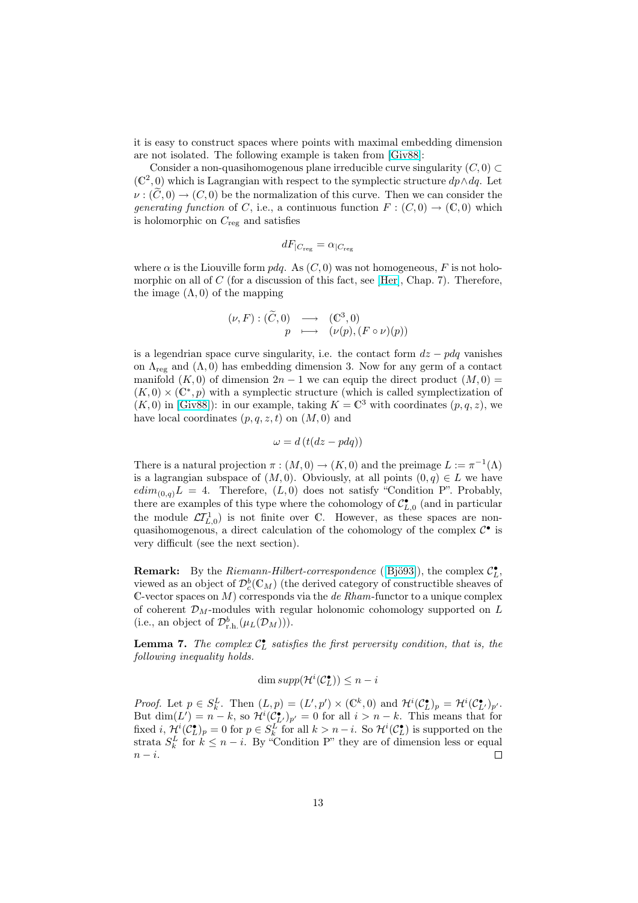it is easy to construct spaces where points with maximal embedding dimension are not isolated. The following example is taken from [Giv88]:

Consider a non-quasihomogenous plane irreducible curve singularity $(C,0) \subset (\mathbb{C}^2,0)$ which is Lagrangian with respect to the symplectic structure $dp \wedge dq$. Let $\nu : (\widetilde{C},0) \to (C,0)$ be the normalization of this curve. Then we can consider the *generating function* of $C$, i.e., a continuous function $F : (C,0) \to (\mathbb{C},0)$ which is holomorphic on $C_{\text{reg}}$ and satisfies

$$dF_{|C_{\text{reg}}} = \alpha_{|C_{\text{reg}}}$$

where $\alpha$ is the Liouville form $pdq$. As $(C,0)$ was not homogeneous, $F$ is not holomorphic on all of $C$ (for a discussion of this fact, see [Her], Chap. 7). Therefore, the image $(\Lambda,0)$ of the mapping

$$\begin{array}{rccc} (\nu,F) : (\widetilde{C},0) & \longrightarrow & (\mathbb{C}^3,0) \\ p & \longmapsto & (\nu(p),(F\circ\nu)(p)) \end{array}$$

is a legendrian space curve singularity, i.e. the contact form $dz - pdq$ vanishes on $\Lambda_{\text{reg}}$ and $(\Lambda,0)$ has embedding dimension 3. Now for any germ of a contact manifold $(K,0)$ of dimension $2n-1$ we can equip the direct product $(M,0) = (K,0) \times (\mathbb{C}^*,p)$ with a symplectic structure (which is called symplectization of $(K,0)$ in [Giv88]): in our example, taking $K = \mathbb{C}^3$ with coordinates $(p,q,z)$, we have local coordinates $(p,q,z,t)$ on $(M,0)$ and

$$\omega = d\left(t(dz - pdq)\right)$$

There is a natural projection $\pi : (M,0) \to (K,0)$ and the preimage $L := \pi^{-1}(\Lambda)$ is a lagrangian subspace of $(M,0)$. Obviously, at all points $(0,q) \in L$ we have $edim_{(0,q)}L = 4$. Therefore, $(L,0)$ does not satisfy "Condition P". Probably, there are examples of this type where the cohomology of $\mathcal{C}^\bullet_{L,0}$ (and in particular the module $\mathcal{LT}^1_{L,0}$) is not finite over $\mathbb{C}$. However, as these spaces are non-quasihomogenous, a direct calculation of the cohomology of the complex $\mathcal{C}^\bullet$ is very difficult (see the next section).

**Remark:** By the *Riemann-Hilbert-correspondence* ([Bjö93]), the complex $\mathcal{C}^\bullet_L$, viewed as an object of $\mathcal{D}^b_c(\mathbb{C}_M)$ (the derived category of constructible sheaves of $\mathbb{C}$-vector spaces on $M$) corresponds via the *de Rham*-functor to a unique complex of coherent $\mathcal{D}_M$-modules with regular holonomic cohomology supported on $L$ (i.e., an object of $\mathcal{D}^b_{\text{r.h.}}(\mu_L(\mathcal{D}_M))$).

**Lemma 7.** *The complex $\mathcal{C}^\bullet_L$ satisfies the first perversity condition, that is, the following inequality holds.*

$$\dim supp(\mathcal{H}^i(\mathcal{C}^\bullet_L)) \leq n - i$$

*Proof.* Let $p \in S^L_k$. Then $(L,p) = (L',p') \times (\mathbb{C}^k,0)$ and $\mathcal{H}^i(\mathcal{C}^\bullet_L)_p = \mathcal{H}^i(\mathcal{C}^\bullet_{L'})_{p'}$. But $\dim(L') = n-k$, so $\mathcal{H}^i(\mathcal{C}^\bullet_{L'})_{p'} = 0$ for all $i > n-k$. This means that for fixed $i$, $\mathcal{H}^i(\mathcal{C}^\bullet_L)_p = 0$ for $p \in S^L_k$ for all $k > n-i$. So $\mathcal{H}^i(\mathcal{C}^\bullet_L)$ is supported on the strata $S^L_k$ for $k \leq n-i$. By "Condition P" they are of dimension less or equal $n-i$. $\square$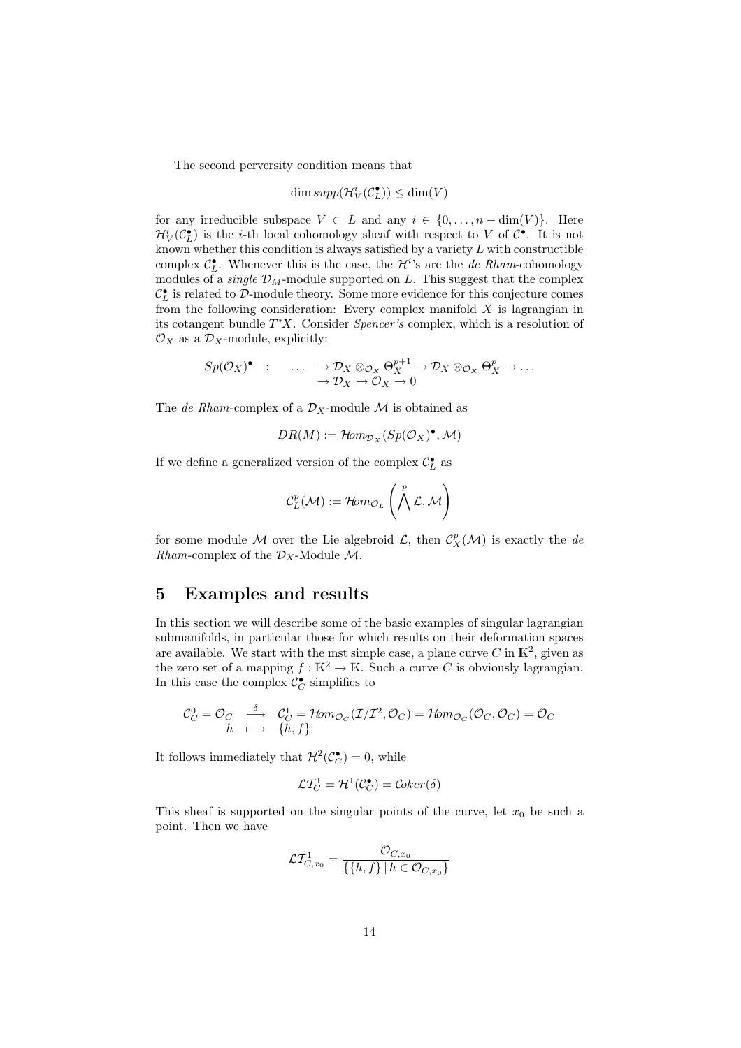The second perversity condition means that

$$\dim supp(\mathcal{H}^i_V(\mathcal{C}^\bullet_L)) \leq \dim(V)$$

for any irreducible subspace $V \subset L$ and any $i \in \{0, \dots, n - \dim(V)\}$. Here $\mathcal{H}^i_V(\mathcal{C}^\bullet_L)$ is the $i$-th local cohomology sheaf with respect to $V$ of $\mathcal{C}^\bullet$. It is not known whether this condition is always satisfied by a variety $L$ with constructible complex $\mathcal{C}^\bullet_L$. Whenever this is the case, the $\mathcal{H}^i$'s are the *de Rham*-cohomology modules of a *single* $\mathcal{D}_M$-module supported on $L$. This suggest that the complex $\mathcal{C}^\bullet_L$ is related to $\mathcal{D}$-module theory. Some more evidence for this conjecture comes from the following consideration: Every complex manifold $X$ is lagrangian in its cotangent bundle $T^*X$. Consider *Spencer's* complex, which is a resolution of $\mathcal{O}_X$ as a $\mathcal{D}_X$-module, explicitly:

$$\begin{array}{rcl} Sp(\mathcal{O}_X)^\bullet & : & \dots \to \mathcal{D}_X \otimes_{\mathcal{O}_X} \Theta_X^{p+1} \to \mathcal{D}_X \otimes_{\mathcal{O}_X} \Theta_X^{p} \to \dots \\ & & \to \mathcal{D}_X \to \mathcal{O}_X \to 0 \end{array}$$

The *de Rham*-complex of a $\mathcal{D}_X$-module $\mathcal{M}$ is obtained as

$$DR(M) := \mathcal{H}om_{\mathcal{D}_X}(Sp(\mathcal{O}_X)^\bullet, \mathcal{M})$$

If we define a generalized version of the complex $\mathcal{C}^\bullet_L$ as

$$\mathcal{C}^p_L(\mathcal{M}) := \mathcal{H}om_{\mathcal{O}_L}\left(\bigwedge^p \mathcal{L}, \mathcal{M}\right)$$

for some module $\mathcal{M}$ over the Lie algebroid $\mathcal{L}$, then $\mathcal{C}^p_X(\mathcal{M})$ is exactly the *de Rham*-complex of the $\mathcal{D}_X$-Module $\mathcal{M}$.

## 5 Examples and results

In this section we will describe some of the basic examples of singular lagrangian submanifolds, in particular those for which results on their deformation spaces are available. We start with the mst simple case, a plane curve $C$ in $\mathbb{K}^2$, given as the zero set of a mapping $f : \mathbb{K}^2 \to \mathbb{K}$. Such a curve $C$ is obviously lagrangian. In this case the complex $\mathcal{C}^\bullet_C$ simplifies to

$$\begin{array}{ccl} \mathcal{C}^0_C = \mathcal{O}_C & \xrightarrow{\delta} & \mathcal{C}^1_C = \mathcal{H}om_{\mathcal{O}_C}(\mathcal{I}/\mathcal{I}^2, \mathcal{O}_C) = \mathcal{H}om_{\mathcal{O}_C}(\mathcal{O}_C, \mathcal{O}_C) = \mathcal{O}_C \\ h & \longmapsto & \{h, f\} \end{array}$$

It follows immediately that $\mathcal{H}^2(\mathcal{C}^\bullet_C) = 0$, while

$$\mathcal{LT}^1_C = \mathcal{H}^1(\mathcal{C}^\bullet_C) = \mathcal{C}oker(\delta)$$

This sheaf is supported on the singular points of the curve, let $x_0$ be such a point. Then we have

$$\mathcal{LT}^1_{C,x_0} = \frac{\mathcal{O}_{C,x_0}}{\{\{h, f\} \,|\, h \in \mathcal{O}_{C,x_0}\}}$$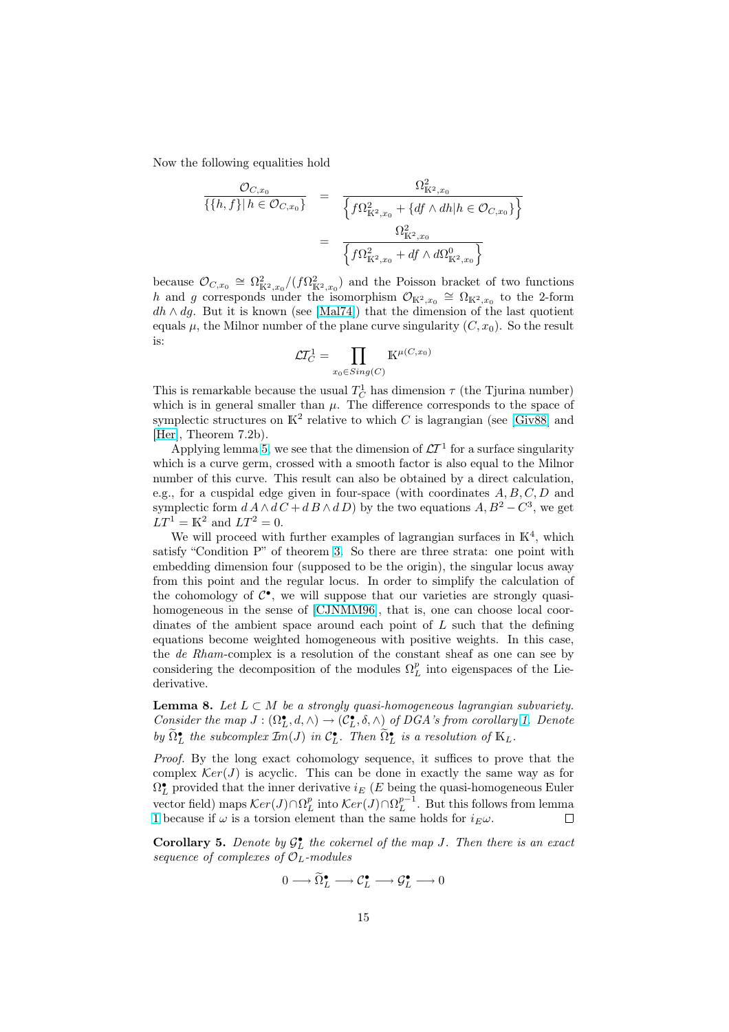Now the following equalities hold

$$
\begin{aligned}
\frac{\mathcal{O}_{C,x_0}}{\{\{h,f\}|\, h\in \mathcal{O}_{C,x_0}\}} &= \frac{\Omega^2_{\mathbb{K}^2,x_0}}{\left\{f\Omega^2_{\mathbb{K}^2,x_0} + \{df\wedge dh | h\in \mathcal{O}_{C,x_0}\}\right\}} \\
&= \frac{\Omega^2_{\mathbb{K}^2,x_0}}{\left\{f\Omega^2_{\mathbb{K}^2,x_0} + df\wedge d\Omega^0_{\mathbb{K}^2,x_0}\right\}}
\end{aligned}
$$

because $\mathcal{O}_{C,x_0} \cong \Omega^2_{\mathbb{K}^2,x_0}/(f\Omega^2_{\mathbb{K}^2,x_0})$ and the Poisson bracket of two functions $h$ and $g$ corresponds under the isomorphism $\mathcal{O}_{\mathbb{K}^2,x_0} \cong \Omega_{\mathbb{K}^2,x_0}$ to the 2-form $dh\wedge dg$. But it is known (see [Mal74]) that the dimension of the last quotient equals $\mu$, the Milnor number of the plane curve singularity $(C,x_0)$. So the result is:

$$
\mathcal{LT}^1_C = \prod_{x_0\in Sing(C)} \mathbb{K}^{\mu(C,x_0)}
$$

This is remarkable because the usual $T^1_C$ has dimension $\tau$ (the Tjurina number) which is in general smaller than $\mu$. The difference corresponds to the space of symplectic structures on $\mathbb{K}^2$ relative to which $C$ is lagrangian (see [Giv88] and [Her], Theorem 7.2b).

Applying lemma 5, we see that the dimension of $\mathcal{LT}^1$ for a surface singularity which is a curve germ, crossed with a smooth factor is also equal to the Milnor number of this curve. This result can also be obtained by a direct calculation, e.g., for a cuspidal edge given in four-space (with coordinates $A,B,C,D$ and symplectic form $d\,A\wedge d\,C + d\,B\wedge d\,D$) by the two equations $A, B^2-C^3$, we get $LT^1 = \mathbb{K}^2$ and $LT^2 = 0$.

We will proceed with further examples of lagrangian surfaces in $\mathbb{K}^4$, which satisfy "Condition P" of theorem 3. So there are three strata: one point with embedding dimension four (supposed to be the origin), the singular locus away from this point and the regular locus. In order to simplify the calculation of the cohomology of $\mathcal{C}^\bullet$, we will suppose that our varieties are strongly quasi-homogeneous in the sense of [CJNMM96], that is, one can choose local coordinates of the ambient space around each point of $L$ such that the defining equations become weighted homogeneous with positive weights. In this case, the *de Rham*-complex is a resolution of the constant sheaf as one can see by considering the decomposition of the modules $\Omega^p_L$ into eigenspaces of the Lie-derivative.

**Lemma 8.** *Let $L\subset M$ be a strongly quasi-homogeneous lagrangian subvariety. Consider the map $J:(\Omega^\bullet_L, d,\wedge)\to(\mathcal{C}^\bullet_L,\delta,\wedge)$ of DGA's from corollary 1. Denote by $\widetilde{\Omega}^\bullet_L$ the subcomplex $\mathcal{I}m(J)$ in $\mathcal{C}^\bullet_L$. Then $\widetilde{\Omega}^\bullet_L$ is a resolution of $\mathbb{K}_L$.*

*Proof.* By the long exact cohomology sequence, it suffices to prove that the complex $\mathcal{K}er(J)$ is acyclic. This can be done in exactly the same way as for $\Omega^\bullet_L$ provided that the inner derivative $i_E$ ($E$ being the quasi-homogeneous Euler vector field) maps $\mathcal{K}er(J)\cap\Omega^p_L$ into $\mathcal{K}er(J)\cap\Omega^{p-1}_L$. But this follows from lemma 1 because if $\omega$ is a torsion element than the same holds for $i_E\omega$. $\square$

**Corollary 5.** *Denote by $\mathcal{G}^\bullet_L$ the cokernel of the map $J$. Then there is an exact sequence of complexes of $\mathcal{O}_L$-modules*

$$
0\longrightarrow \widetilde{\Omega}^\bullet_L \longrightarrow \mathcal{C}^\bullet_L \longrightarrow \mathcal{G}^\bullet_L \longrightarrow 0
$$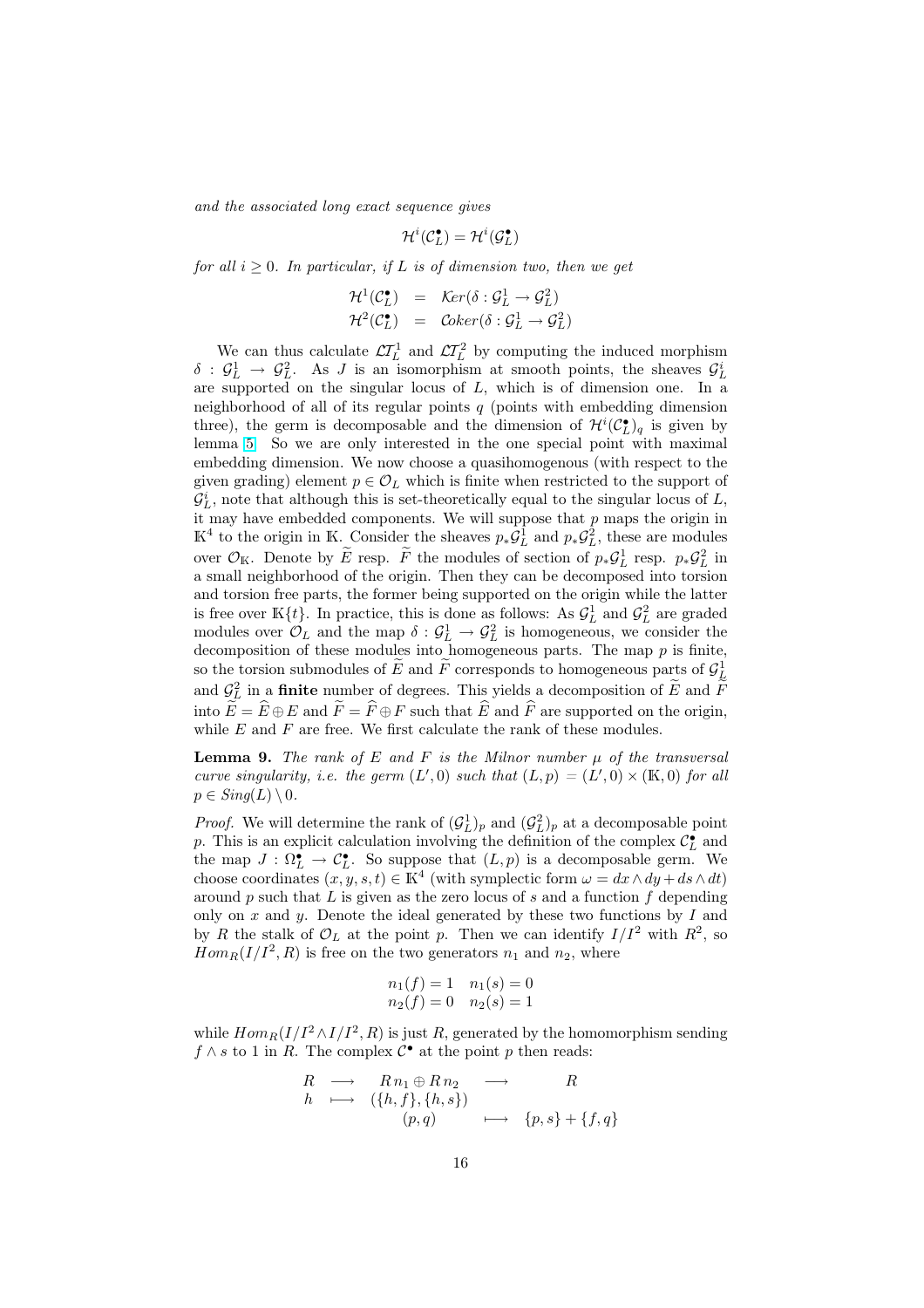*and the associated long exact sequence gives*

$$\mathcal{H}^i(\mathcal{C}^\bullet_L) = \mathcal{H}^i(\mathcal{G}^\bullet_L)$$

*for all $i \geq 0$. In particular, if $L$ is of dimension two, then we get*

$$\begin{aligned}
\mathcal{H}^1(\mathcal{C}^\bullet_L) &= \mathcal{K}er(\delta : \mathcal{G}^1_L \to \mathcal{G}^2_L) \\
\mathcal{H}^2(\mathcal{C}^\bullet_L) &= \mathcal{C}oker(\delta : \mathcal{G}^1_L \to \mathcal{G}^2_L)
\end{aligned}$$

We can thus calculate $\mathcal{LT}^1_L$ and $\mathcal{LT}^2_L$ by computing the induced morphism $\delta : \mathcal{G}^1_L \to \mathcal{G}^2_L$. As $J$ is an isomorphism at smooth points, the sheaves $\mathcal{G}^i_L$ are supported on the singular locus of $L$, which is of dimension one. In a neighborhood of all of its regular points $q$ (points with embedding dimension three), the germ is decomposable and the dimension of $\mathcal{H}^i(\mathcal{C}^\bullet_L)_q$ is given by lemma 5. So we are only interested in the one special point with maximal embedding dimension. We now choose a quasihomogenous (with respect to the given grading) element $p \in \mathcal{O}_L$ which is finite when restricted to the support of $\mathcal{G}^i_L$, note that although this is set-theoretically equal to the singular locus of $L$, it may have embedded components. We will suppose that $p$ maps the origin in $\mathbb{K}^4$ to the origin in $\mathbb{K}$. Consider the sheaves $p_*\mathcal{G}^1_L$ and $p_*\mathcal{G}^2_L$, these are modules over $\mathcal{O}_\mathbb{K}$. Denote by $\widetilde{E}$ resp. $\widetilde{F}$ the modules of section of $p_*\mathcal{G}^1_L$ resp. $p_*\mathcal{G}^2_L$ in a small neighborhood of the origin. Then they can be decomposed into torsion and torsion free parts, the former being supported on the origin while the latter is free over $\mathbb{K}\{t\}$. In practice, this is done as follows: As $\mathcal{G}^1_L$ and $\mathcal{G}^2_L$ are graded modules over $\mathcal{O}_L$ and the map $\delta : \mathcal{G}^1_L \to \mathcal{G}^2_L$ is homogeneous, we consider the decomposition of these modules into homogeneous parts. The map $p$ is finite, so the torsion submodules of $\widetilde{E}$ and $\widetilde{F}$ corresponds to homogeneous parts of $\mathcal{G}^1_L$ and $\mathcal{G}^2_L$ in a **finite** number of degrees. This yields a decomposition of $\widetilde{E}$ and $\widetilde{F}$ into $\widetilde{E} = \widehat{E} \oplus E$ and $\widetilde{F} = \widehat{F} \oplus F$ such that $\widehat{E}$ and $\widehat{F}$ are supported on the origin, while $E$ and $F$ are free. We first calculate the rank of these modules.

**Lemma 9.** *The rank of $E$ and $F$ is the Milnor number $\mu$ of the transversal curve singularity, i.e. the germ $(L', 0)$ such that $(L, p) = (L', 0) \times (\mathbb{K}, 0)$ for all $p \in Sing(L) \setminus 0$.*

*Proof.* We will determine the rank of $(\mathcal{G}^1_L)_p$ and $(\mathcal{G}^2_L)_p$ at a decomposable point $p$. This is an explicit calculation involving the definition of the complex $\mathcal{C}^\bullet_L$ and the map $J : \Omega^\bullet_L \to \mathcal{C}^\bullet_L$. So suppose that $(L, p)$ is a decomposable germ. We choose coordinates $(x, y, s, t) \in \mathbb{K}^4$ (with symplectic form $\omega = dx \wedge dy + ds \wedge dt$) around $p$ such that $L$ is given as the zero locus of $s$ and a function $f$ depending only on $x$ and $y$. Denote the ideal generated by these two functions by $I$ and by $R$ the stalk of $\mathcal{O}_L$ at the point $p$. Then we can identify $I/I^2$ with $R^2$, so $Hom_R(I/I^2, R)$ is free on the two generators $n_1$ and $n_2$, where

$$\begin{aligned}
n_1(f) = 1 \quad n_1(s) = 0 \\
n_2(f) = 0 \quad n_2(s) = 1
\end{aligned}$$

while $Hom_R(I/I^2 \wedge I/I^2, R)$ is just $R$, generated by the homomorphism sending $f \wedge s$ to 1 in $R$. The complex $\mathcal{C}^\bullet$ at the point $p$ then reads:

$$\begin{array}{ccccc}
R & \longrightarrow & R\, n_1 \oplus R\, n_2 & \longrightarrow & R \\
h & \longmapsto & (\{h, f\}, \{h, s\}) & & \\
 & & (p, q) & \longmapsto & \{p, s\} + \{f, q\}
\end{array}$$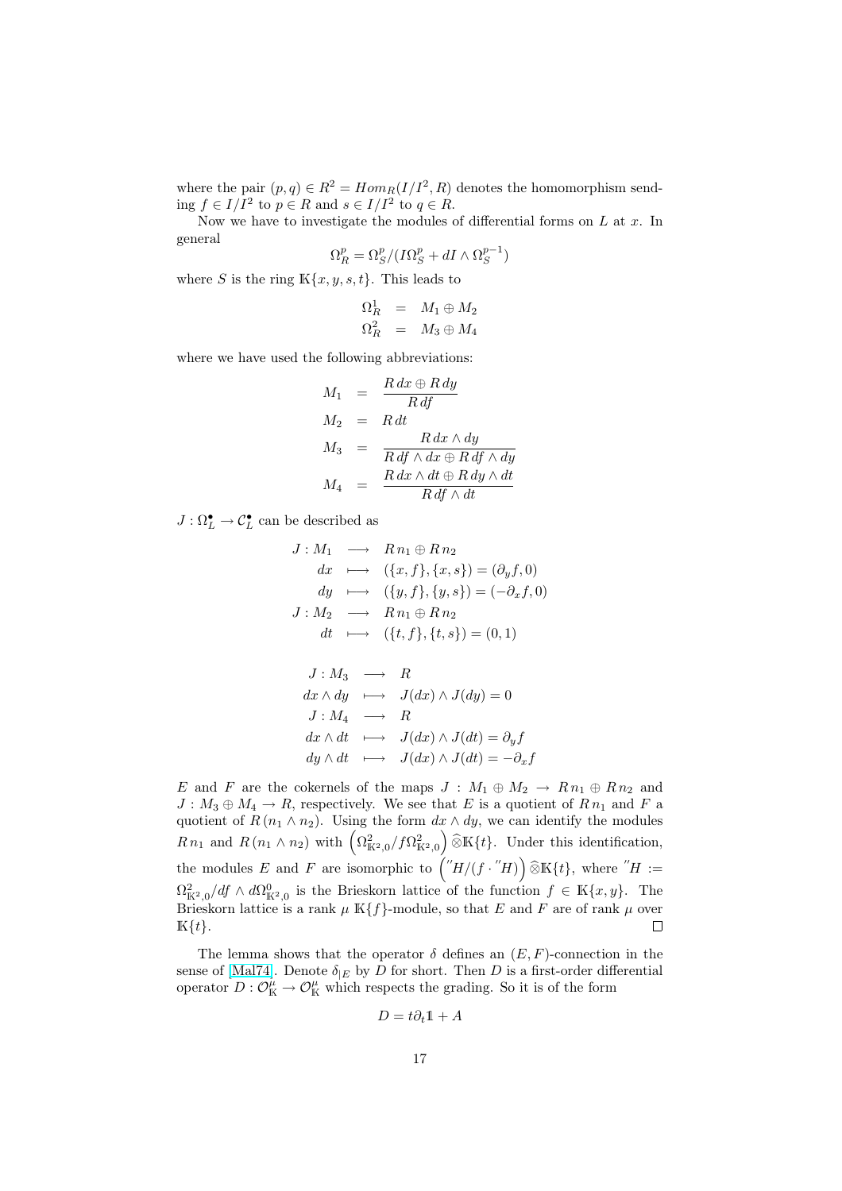where the pair $(p, q) \in R^2 = Hom_R(I/I^2, R)$ denotes the homomorphism sending $f \in I/I^2$ to $p \in R$ and $s \in I/I^2$ to $q \in R$.

Now we have to investigate the modules of differential forms on $L$ at $x$. In general

$$\Omega^p_R = \Omega^p_S/(I\Omega^p_S + dI \wedge \Omega^{p-1}_S)$$

where $S$ is the ring $\mathbb{K}\{x, y, s, t\}$. This leads to

$$\begin{aligned}
\Omega^1_R &= M_1 \oplus M_2 \\
\Omega^2_R &= M_3 \oplus M_4
\end{aligned}$$

where we have used the following abbreviations:

$$\begin{aligned}
M_1 &= \frac{R\,dx \oplus R\,dy}{R\,df} \\
M_2 &= R\,dt \\
M_3 &= \frac{R\,dx \wedge dy}{R\,df \wedge dx \oplus R\,df \wedge dy} \\
M_4 &= \frac{R\,dx \wedge dt \oplus R\,dy \wedge dt}{R\,df \wedge dt}
\end{aligned}$$

$J : \Omega^\bullet_L \to \mathcal{C}^\bullet_L$ can be described as

$$\begin{aligned}
J : M_1 &\longrightarrow R\,n_1 \oplus R\,n_2 \\
dx &\longmapsto (\{x, f\}, \{x, s\}) = (\partial_y f, 0) \\
dy &\longmapsto (\{y, f\}, \{y, s\}) = (-\partial_x f, 0) \\
J : M_2 &\longrightarrow R\,n_1 \oplus R\,n_2 \\
dt &\longmapsto (\{t, f\}, \{t, s\}) = (0, 1)
\end{aligned}$$

$$\begin{aligned}
J : M_3 &\longrightarrow R \\
dx \wedge dy &\longmapsto J(dx) \wedge J(dy) = 0 \\
J : M_4 &\longrightarrow R \\
dx \wedge dt &\longmapsto J(dx) \wedge J(dt) = \partial_y f \\
dy \wedge dt &\longmapsto J(dx) \wedge J(dt) = -\partial_x f
\end{aligned}$$

$E$ and $F$ are the cokernels of the maps $J : M_1 \oplus M_2 \to R\,n_1 \oplus R\,n_2$ and $J : M_3 \oplus M_4 \to R$, respectively. We see that $E$ is a quotient of $R\,n_1$ and $F$ a quotient of $R\,(n_1 \wedge n_2)$. Using the form $dx \wedge dy$, we can identify the modules $R\,n_1$ and $R\,(n_1 \wedge n_2)$ with $\left(\Omega^2_{\mathbb{K}^2,0}/f\Omega^2_{\mathbb{K}^2,0}\right)\widehat{\otimes}\mathbb{K}\{t\}$. Under this identification, the modules $E$ and $F$ are isomorphic to $\left({}''H/(f \cdot {}''H)\right)\widehat{\otimes}\mathbb{K}\{t\}$, where ${}''H := \Omega^2_{\mathbb{K}^2,0}/df \wedge d\Omega^0_{\mathbb{K}^2,0}$ is the Brieskorn lattice of the function $f \in \mathbb{K}\{x, y\}$. The Brieskorn lattice is a rank $\mu$ $\mathbb{K}\{f\}$-module, so that $E$ and $F$ are of rank $\mu$ over $\mathbb{K}\{t\}$. □

The lemma shows that the operator $\delta$ defines an $(E, F)$-connection in the sense of [Mal74]. Denote $\delta_{|E}$ by $D$ for short. Then $D$ is a first-order differential operator $D : \mathcal{O}^\mu_{\mathbb{K}} \to \mathcal{O}^\mu_{\mathbb{K}}$ which respects the grading. So it is of the form

$$D = t\partial_t \mathbb{1} + A$$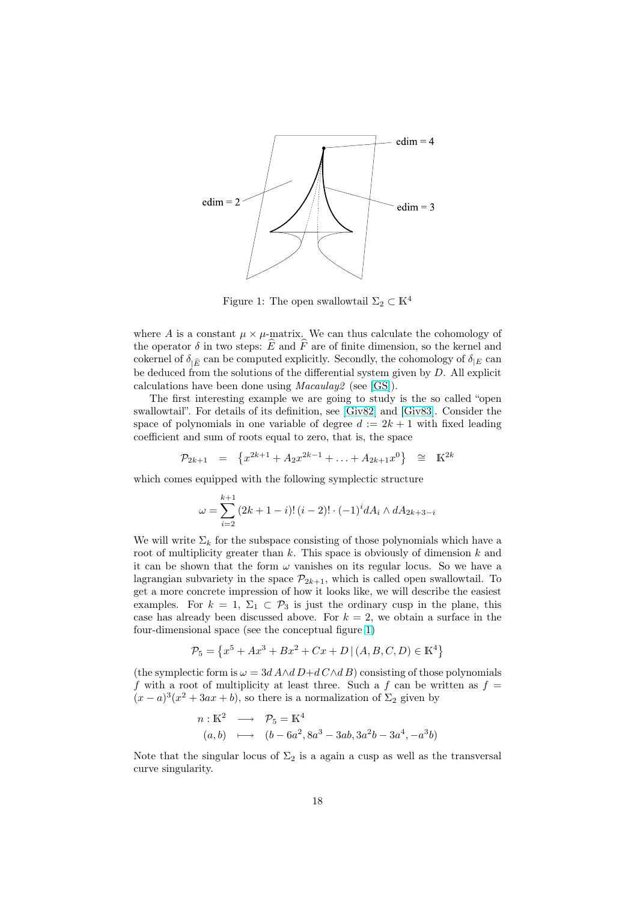Figure 1: The open swallowtail $\Sigma_2 \subset \mathbb{K}^4$

where $A$ is a constant $\mu \times \mu$-matrix. We can thus calculate the cohomology of the operator $\delta$ in two steps: $\widehat{E}$ and $\widehat{F}$ are of finite dimension, so the kernel and cokernel of $\delta_{|\widehat{E}}$ can be computed explicitly. Secondly, the cohomology of $\delta_{|E}$ can be deduced from the solutions of the differential system given by $D$. All explicit calculations have been done using *Macaulay2* (see [GS]).

The first interesting example we are going to study is the so called "open swallowtail". For details of its definition, see [Giv82] and [Giv83]. Consider the space of polynomials in one variable of degree $d := 2k+1$ with fixed leading coefficient and sum of roots equal to zero, that is, the space

$$\mathcal{P}_{2k+1} \quad = \quad \left\{x^{2k+1} + A_2 x^{2k-1} + \ldots + A_{2k+1}x^0\right\} \quad \cong \quad \mathbb{K}^{2k}$$

which comes equipped with the following symplectic structure

$$\omega = \sum_{i=2}^{k+1} (2k+1-i)!\,(i-2)! \cdot (-1)^i dA_i \wedge dA_{2k+3-i}$$

We will write $\Sigma_k$ for the subspace consisting of those polynomials which have a root of multiplicity greater than $k$. This space is obviously of dimension $k$ and it can be shown that the form $\omega$ vanishes on its regular locus. So we have a lagrangian subvariety in the space $\mathcal{P}_{2k+1}$, which is called open swallowtail. To get a more concrete impression of how it looks like, we will describe the easiest examples. For $k=1$, $\Sigma_1 \subset \mathcal{P}_3$ is just the ordinary cusp in the plane, this case has already been discussed above. For $k=2$, we obtain a surface in the four-dimensional space (see the conceptual figure 1)

$$\mathcal{P}_5 = \left\{x^5 + Ax^3 + Bx^2 + Cx + D \,|\, (A,B,C,D) \in \mathbb{K}^4\right\}$$

(the symplectic form is $\omega = 3d\,A \wedge d\,D + d\,C \wedge d\,B$) consisting of those polynomials $f$ with a root of multiplicity at least three. Such a $f$ can be written as $f = (x-a)^3(x^2+3ax+b)$, so there is a normalization of $\Sigma_2$ given by

$$\begin{aligned} n : \mathbb{K}^2 \quad &\longrightarrow \quad \mathcal{P}_5 = \mathbb{K}^4 \\ (a,b) \quad &\longmapsto \quad (b - 6a^2, 8a^3 - 3ab, 3a^2 b - 3a^4, -a^3 b) \end{aligned}$$

Note that the singular locus of $\Sigma_2$ is a again a cusp as well as the transversal curve singularity.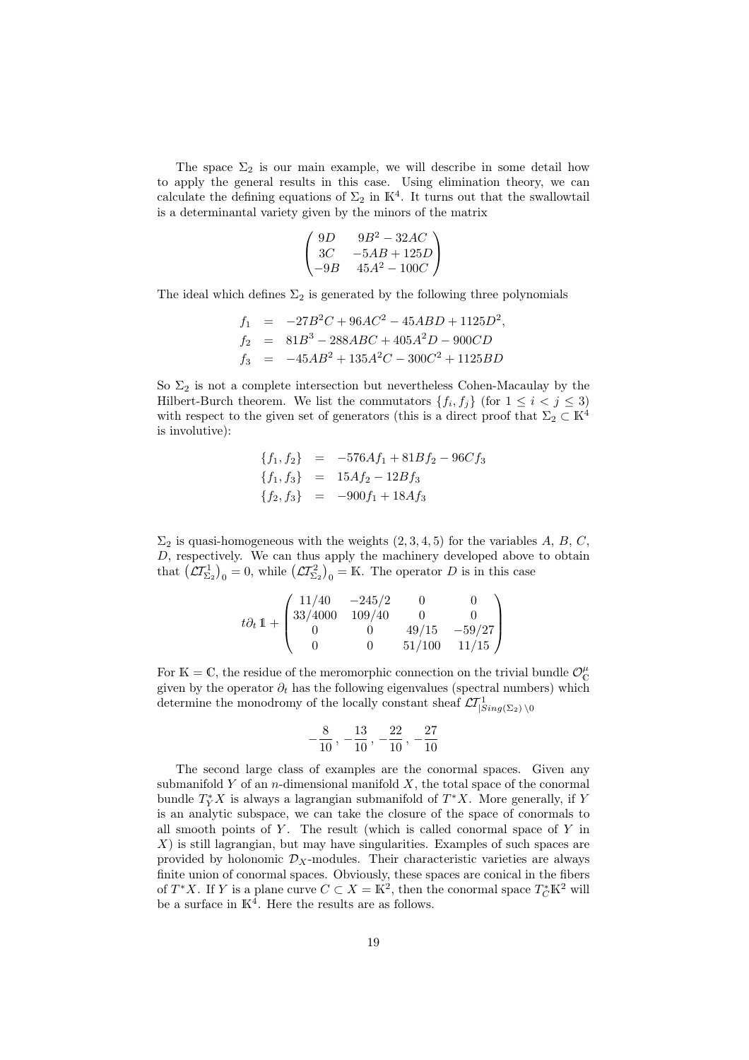The space $\Sigma_2$ is our main example, we will describe in some detail how to apply the general results in this case. Using elimination theory, we can calculate the defining equations of $\Sigma_2$ in $\mathbb{K}^4$. It turns out that the swallowtail is a determinantal variety given by the minors of the matrix

$$\begin{pmatrix} 9D & 9B^2 - 32AC \\ 3C & -5AB + 125D \\ -9B & 45A^2 - 100C \end{pmatrix}$$

The ideal which defines $\Sigma_2$ is generated by the following three polynomials

$$\begin{aligned} f_1 &= -27B^2C + 96AC^2 - 45ABD + 1125D^2, \\ f_2 &= 81B^3 - 288ABC + 405A^2D - 900CD \\ f_3 &= -45AB^2 + 135A^2C - 300C^2 + 1125BD \end{aligned}$$

So $\Sigma_2$ is not a complete intersection but nevertheless Cohen-Macaulay by the Hilbert-Burch theorem. We list the commutators $\{f_i, f_j\}$ (for $1 \leq i < j \leq 3$) with respect to the given set of generators (this is a direct proof that $\Sigma_2 \subset \mathbb{K}^4$ is involutive):

$$\begin{aligned} \{f_1, f_2\} &= -576Af_1 + 81Bf_2 - 96Cf_3 \\ \{f_1, f_3\} &= 15Af_2 - 12Bf_3 \\ \{f_2, f_3\} &= -900f_1 + 18Af_3 \end{aligned}$$

$\Sigma_2$ is quasi-homogeneous with the weights $(2, 3, 4, 5)$ for the variables $A$, $B$, $C$, $D$, respectively. We can thus apply the machinery developed above to obtain that $\left(\mathcal{LT}^1_{\Sigma_2}\right)_0 = 0$, while $\left(\mathcal{LT}^2_{\Sigma_2}\right)_0 = \mathbb{K}$. The operator $D$ is in this case

$$t\partial_t \, \mathbb{1} + \begin{pmatrix} 11/40 & -245/2 & 0 & 0 \\ 33/4000 & 109/40 & 0 & 0 \\ 0 & 0 & 49/15 & -59/27 \\ 0 & 0 & 51/100 & 11/15 \end{pmatrix}$$

For $\mathbb{K} = \mathbb{C}$, the residue of the meromorphic connection on the trivial bundle $\mathcal{O}^\mu_\mathbb{C}$ given by the operator $\partial_t$ has the following eigenvalues (spectral numbers) which determine the monodromy of the locally constant sheaf $\mathcal{LT}^1_{|Sing(\Sigma_2)\setminus 0}$

$$-\frac{8}{10}, -\frac{13}{10}, -\frac{22}{10}, -\frac{27}{10}$$

The second large class of examples are the conormal spaces. Given any submanifold $Y$ of an $n$-dimensional manifold $X$, the total space of the conormal bundle $T^*_Y X$ is always a lagrangian submanifold of $T^*X$. More generally, if $Y$ is an analytic subspace, we can take the closure of the space of conormals to all smooth points of $Y$. The result (which is called conormal space of $Y$ in $X$) is still lagrangian, but may have singularities. Examples of such spaces are provided by holonomic $\mathcal{D}_X$-modules. Their characteristic varieties are always finite union of conormal spaces. Obviously, these spaces are conical in the fibers of $T^*X$. If $Y$ is a plane curve $C \subset X = \mathbb{K}^2$, then the conormal space $T^*_C\mathbb{K}^2$ will be a surface in $\mathbb{K}^4$. Here the results are as follows.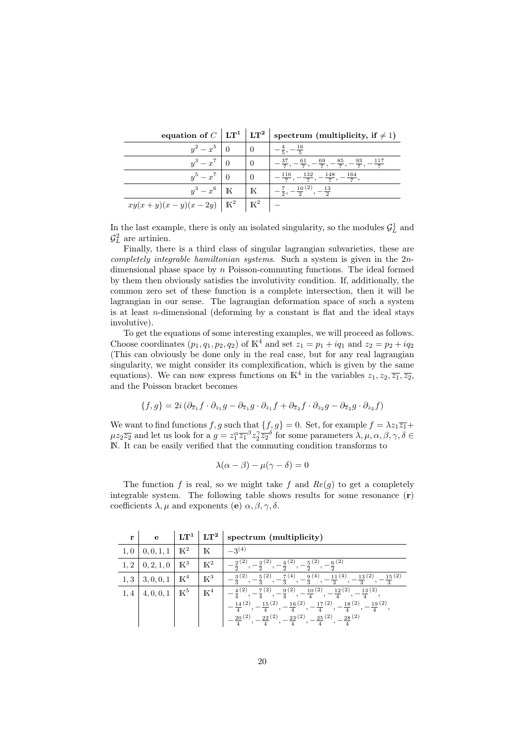| equation of $C$ | $\mathbf{LT^1}$ | $\mathbf{LT^2}$ | spectrum (multiplicity, if $\neq 1$) |
|---|---|---|---|
| $y^2 - x^5$ | $0$ | $0$ | $-\frac{4}{5}, -\frac{16}{5}$ |
| $y^3 - x^7$ | $0$ | $0$ | $-\frac{37}{7}, -\frac{61}{7}, -\frac{69}{7}, -\frac{85}{7}, -\frac{93}{7}, -\frac{117}{7}$ |
| $y^5 - x^7$ | $0$ | $0$ | $-\frac{116}{7}, -\frac{132}{7}, -\frac{148}{7}, -\frac{164}{7},$ |
| $y^3 - x^6$ | $\mathbb{K}$ | $\mathbb{K}$ | $-\frac{7}{2}, -\frac{10}{2}^{(2)}, -\frac{13}{2}$ |
| $xy(x+y)(x-y)(x-2y)$ | $\mathbb{K}^2$ | $\mathbb{K}^2$ | $-$ |

In the last example, there is only an isolated singularity, so the modules $\mathcal{G}_L^1$ and $\mathcal{G}_L^2$ are artinien.

Finally, there is a third class of singular lagrangian subvarieties, these are *completely integrable hamiltonian systems*. Such a system is given in the $2n$-dimensional phase space by $n$ Poisson-commuting functions. The ideal formed by them then obviously satisfies the involutivity condition. If, additionally, the common zero set of these function is a complete intersection, then it will be lagrangian in our sense. The lagrangian deformation space of such a system is at least $n$-dimensional (deforming by a constant is flat and the ideal stays involutive).

To get the equations of some interesting examples, we will proceed as follows. Choose coordinates $(p_1, q_1, p_2, q_2)$ of $\mathbb{K}^4$ and set $z_1 = p_1 + iq_1$ and $z_2 = p_2 + iq_2$ (This can obviously be done only in the real case, but for any real lagrangian singularity, we might consider its complexification, which is given by the same equations). We can now express functions on $\mathbb{K}^4$ in the variables $z_1, z_2, \overline{z_1}, \overline{z_2}$, and the Poisson bracket becomes

$$\{f, g\} = 2i\left(\partial_{\overline{z}_1} f \cdot \partial_{z_1} g - \partial_{\overline{z}_1} g \cdot \partial_{z_1} f + \partial_{\overline{z}_2} f \cdot \partial_{z_2} g - \partial_{\overline{z}_2} g \cdot \partial_{z_2} f\right)$$

We want to find functions $f, g$ such that $\{f, g\} = 0$. Set, for example $f = \lambda z_1 \overline{z_1} + \mu z_2 \overline{z_2}$ and let us look for a $g = z_1^\alpha \overline{z_1}^\beta z_2^\gamma \overline{z_2}^\delta$ for some parameters $\lambda, \mu, \alpha, \beta, \gamma, \delta \in \mathbb{N}$. It can be easily verified that the commuting condition transforms to

$$\lambda(\alpha - \beta) - \mu(\gamma - \delta) = 0$$

The function $f$ is real, so we might take $f$ and $Re(g)$ to get a completely integrable system. The following table shows results for some resonance (**r**) coefficients $\lambda, \mu$ and exponents (**e**) $\alpha, \beta, \gamma, \delta$.

| **r** | **e** | $\mathbf{LT^1}$ | $\mathbf{LT^2}$ | spectrum (multiplicity) |
|---|---|---|---|---|
| $1,0$ | $0,0,1,1$ | $\mathbb{K}^2$ | $\mathbb{K}$ | $-3^{(4)}$ |
| $1,2$ | $0,2,1,0$ | $\mathbb{K}^3$ | $\mathbb{K}^2$ | $-\frac{2}{2}^{(2)}, -\frac{3}{2}^{(2)}, -\frac{4}{2}^{(2)}, -\frac{5}{2}^{(2)}, -\frac{6}{2}^{(2)}$ |
| $1,3$ | $3,0,0,1$ | $\mathbb{K}^4$ | $\mathbb{K}^3$ | $-\frac{3}{3}^{(2)}, -\frac{5}{3}^{(2)}, -\frac{7}{3}^{(4)}, -\frac{9}{3}^{(4)}, -\frac{11}{3}^{(4)}, -\frac{13}{3}^{(2)}, -\frac{15}{3}^{(2)}$ |
| $1,4$ | $4,0,0,1$ | $\mathbb{K}^5$ | $\mathbb{K}^4$ | $-\frac{4}{4}^{(2)}, -\frac{7}{4}^{(2)}, -\frac{9}{4}^{(2)}, -\frac{10}{4}^{(2)}, -\frac{12}{4}^{(2)}, -\frac{13}{4}^{(2)}, -\frac{14}{4}^{(2)}, -\frac{15}{4}^{(2)}, -\frac{16}{4}^{(2)}, -\frac{17}{4}^{(2)}, -\frac{18}{4}^{(2)}, -\frac{19}{4}^{(2)}, -\frac{20}{4}^{(2)}, -\frac{22}{4}^{(2)}, -\frac{23}{4}^{(2)}, -\frac{25}{4}^{(2)}, -\frac{28}{4}^{(2)}$ |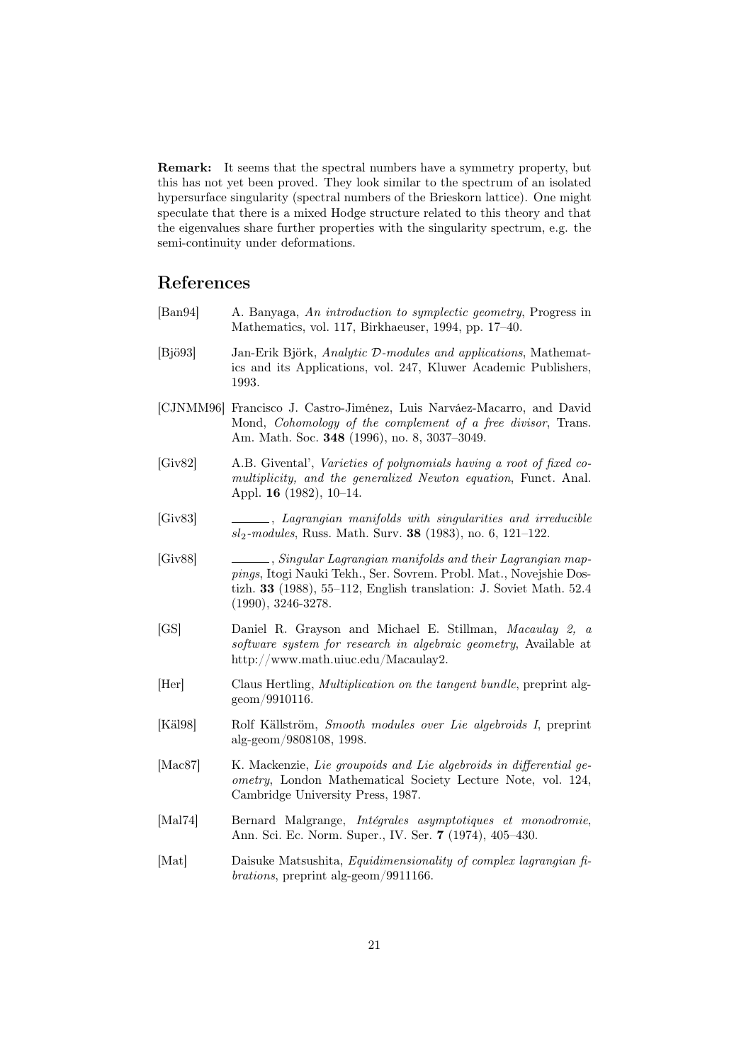**Remark:** It seems that the spectral numbers have a symmetry property, but this has not yet been proved. They look similar to the spectrum of an isolated hypersurface singularity (spectral numbers of the Brieskorn lattice). One might speculate that there is a mixed Hodge structure related to this theory and that the eigenvalues share further properties with the singularity spectrum, e.g. the semi-continuity under deformations.

## References

[Ban94] A. Banyaga, *An introduction to symplectic geometry*, Progress in Mathematics, vol. 117, Birkhaeuser, 1994, pp. 17–40.

[Bjö93] Jan-Erik Björk, *Analytic $\mathcal{D}$-modules and applications*, Mathematics and its Applications, vol. 247, Kluwer Academic Publishers, 1993.

[CJNMM96] Francisco J. Castro-Jiménez, Luis Narváez-Macarro, and David Mond, *Cohomology of the complement of a free divisor*, Trans. Am. Math. Soc. **348** (1996), no. 8, 3037–3049.

[Giv82] A.B. Givental', *Varieties of polynomials having a root of fixed co-multiplicity, and the generalized Newton equation*, Funct. Anal. Appl. **16** (1982), 10–14.

[Giv83] ______, *Lagrangian manifolds with singularities and irreducible $sl_2$-modules*, Russ. Math. Surv. **38** (1983), no. 6, 121–122.

[Giv88] ______, *Singular Lagrangian manifolds and their Lagrangian mappings*, Itogi Nauki Tekh., Ser. Sovrem. Probl. Mat., Novejshie Dostizh. **33** (1988), 55–112, English translation: J. Soviet Math. 52.4 (1990), 3246-3278.

[GS] Daniel R. Grayson and Michael E. Stillman, *Macaulay 2, a software system for research in algebraic geometry*, Available at http://www.math.uiuc.edu/Macaulay2.

[Her] Claus Hertling, *Multiplication on the tangent bundle*, preprint alg-geom/9910116.

[Käl98] Rolf Källström, *Smooth modules over Lie algebroids I*, preprint alg-geom/9808108, 1998.

[Mac87] K. Mackenzie, *Lie groupoids and Lie algebroids in differential geometry*, London Mathematical Society Lecture Note, vol. 124, Cambridge University Press, 1987.

[Mal74] Bernard Malgrange, *Intégrales asymptotiques et monodromie*, Ann. Sci. Ec. Norm. Super., IV. Ser. **7** (1974), 405–430.

[Mat] Daisuke Matsushita, *Equidimensionality of complex lagrangian fibrations*, preprint alg-geom/9911166.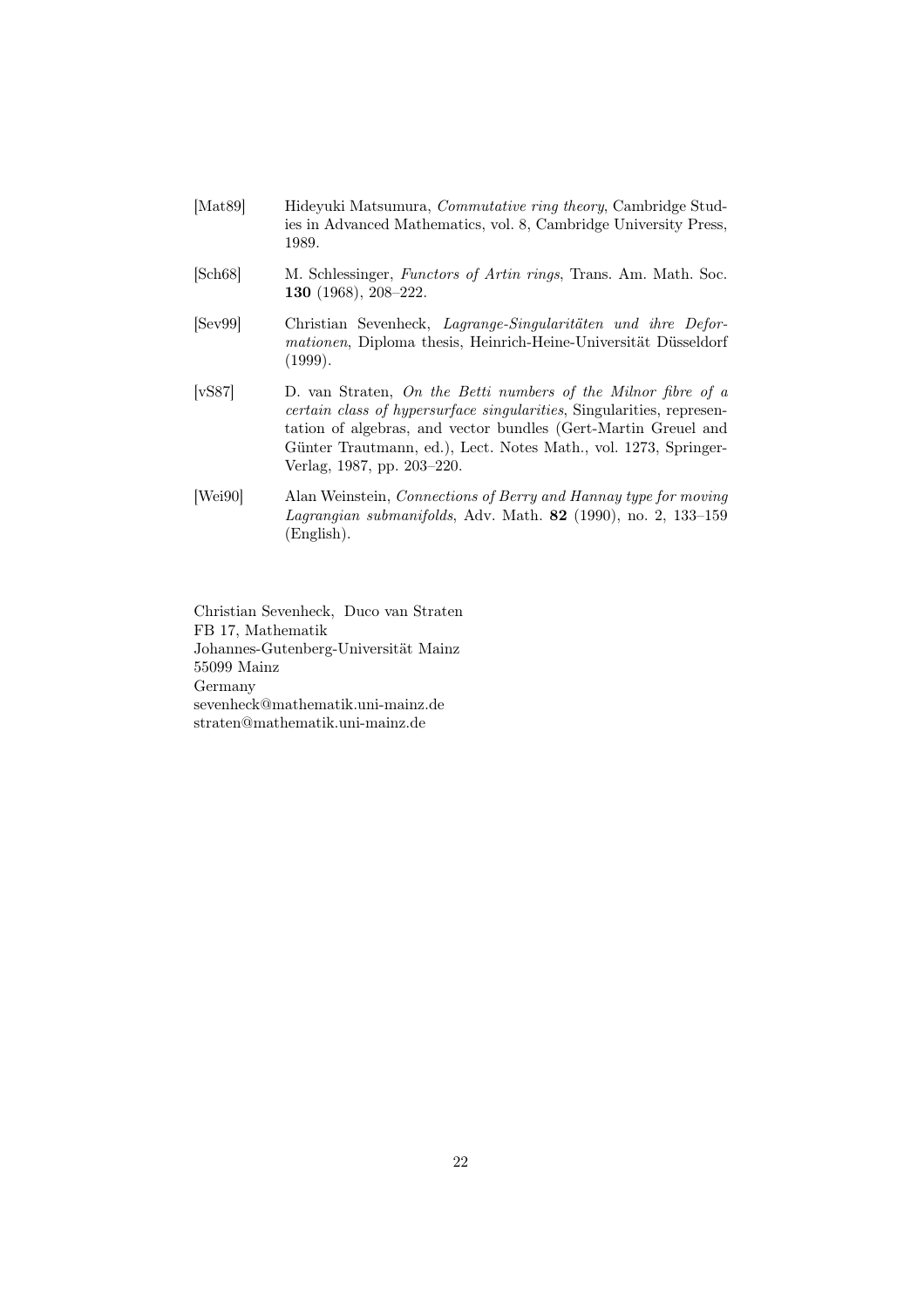[Mat89] Hideyuki Matsumura, *Commutative ring theory*, Cambridge Studies in Advanced Mathematics, vol. 8, Cambridge University Press, 1989.

[Sch68] M. Schlessinger, *Functors of Artin rings*, Trans. Am. Math. Soc. **130** (1968), 208–222.

[Sev99] Christian Sevenheck, *Lagrange-Singularitäten und ihre Deformationen*, Diploma thesis, Heinrich-Heine-Universität Düsseldorf (1999).

[vS87] D. van Straten, *On the Betti numbers of the Milnor fibre of a certain class of hypersurface singularities*, Singularities, representation of algebras, and vector bundles (Gert-Martin Greuel and Günter Trautmann, ed.), Lect. Notes Math., vol. 1273, Springer-Verlag, 1987, pp. 203–220.

[Wei90] Alan Weinstein, *Connections of Berry and Hannay type for moving Lagrangian submanifolds*, Adv. Math. **82** (1990), no. 2, 133–159 (English).

Christian Sevenheck, Duco van Straten
FB 17, Mathematik
Johannes-Gutenberg-Universität Mainz
55099 Mainz
Germany
sevenheck@mathematik.uni-mainz.de
straten@mathematik.uni-mainz.de